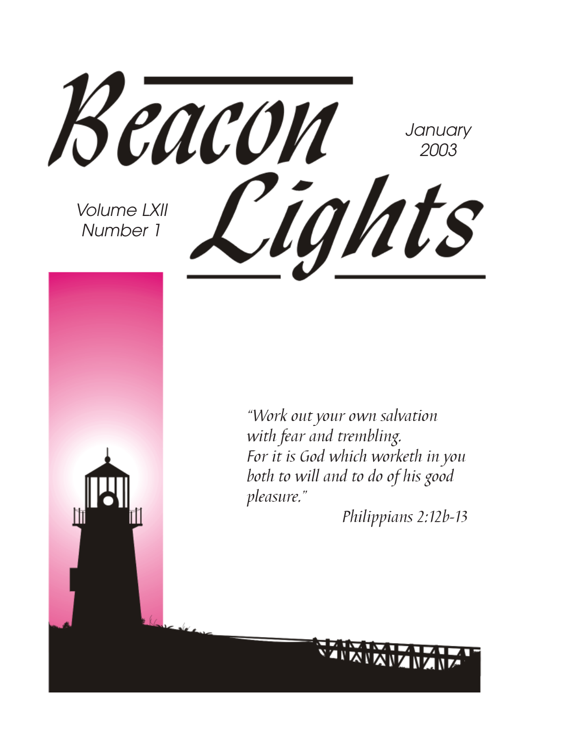# Beacon Lights

January 2003

Volume LXII
Number 1

*"Work out your own salvation with fear and trembling. For it is God which worketh in you both to will and to do of his good pleasure."*

Philippians 2:12b-13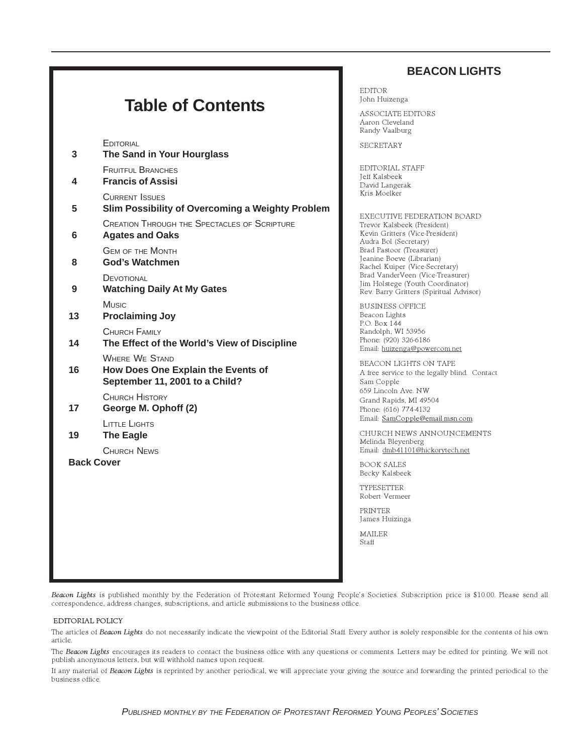## Table of Contents

EDITORIAL
**3** **The Sand in Your Hourglass**

FRUITFUL BRANCHES
**4** **Francis of Assisi**

CURRENT ISSUES
**5** **Slim Possibility of Overcoming a Weighty Problem**

CREATION THROUGH THE SPECTACLES OF SCRIPTURE
**6** **Agates and Oaks**

GEM OF THE MONTH
**8** **God's Watchmen**

DEVOTIONAL
**9** **Watching Daily At My Gates**

MUSIC
**13** **Proclaiming Joy**

CHURCH FAMILY
**14** **The Effect of the World's View of Discipline**

WHERE WE STAND
**16** **How Does One Explain the Events of September 11, 2001 to a Child?**

CHURCH HISTORY
**17** **George M. Ophoff (2)**

LITTLE LIGHTS
**19** **The Eagle**

CHURCH NEWS
**Back Cover**

## BEACON LIGHTS

EDITOR
John Huizenga

ASSOCIATE EDITORS
Aaron Cleveland
Randy Vaalburg

SECRETARY

EDITORIAL STAFF
Jeff Kalsbeek
David Langerak
Kris Moelker

EXECUTIVE FEDERATION BOARD
Trevor Kalsbeek (President)
Kevin Gritters (Vice-President)
Audra Bol (Secretary)
Brad Pastoor (Treasurer)
Jeanine Boeve (Librarian)
Rachel Kuiper (Vice-Secretary)
Brad VanderVeen (Vice-Treasurer)
Jim Holstege (Youth Coordinator)
Rev. Barry Gritters (Spiritual Advisor)

BUSINESS OFFICE
Beacon Lights
P.O. Box 144
Randolph, WI 53956
Phone: (920) 326-6186
Email: huizenga@powercom.net

BEACON LIGHTS ON TAPE
A free service to the legally blind. Contact
Sam Copple
659 Lincoln Ave. NW
Grand Rapids, MI 49504
Phone: (616) 774-4132
Email: SamCopple@email.msn.com

CHURCH NEWS ANNOUNCEMENTS
Melinda Bleyenberg
Email: dmb41101@hickorytech.net

BOOK SALES
Becky Kalsbeek

TYPESETTER
Robert Vermeer

PRINTER
James Huizinga

MAILER
Staff

*Beacon Lights* is published monthly by the Federation of Protestant Reformed Young People's Societies. Subscription price is $10.00. Please send all correspondence, address changes, subscriptions, and article submissions to the business office.

EDITORIAL POLICY

The articles of *Beacon Lights* do not necessarily indicate the viewpoint of the Editorial Staff. Every author is solely responsible for the contents of his own article.

The *Beacon Lights* encourages its readers to contact the business office with any questions or comments. Letters may be edited for printing. We will not publish anonymous letters, but will withhold names upon request.

If any material of *Beacon Lights* is reprinted by another periodical, we will appreciate your giving the source and forwarding the printed periodical to the business office.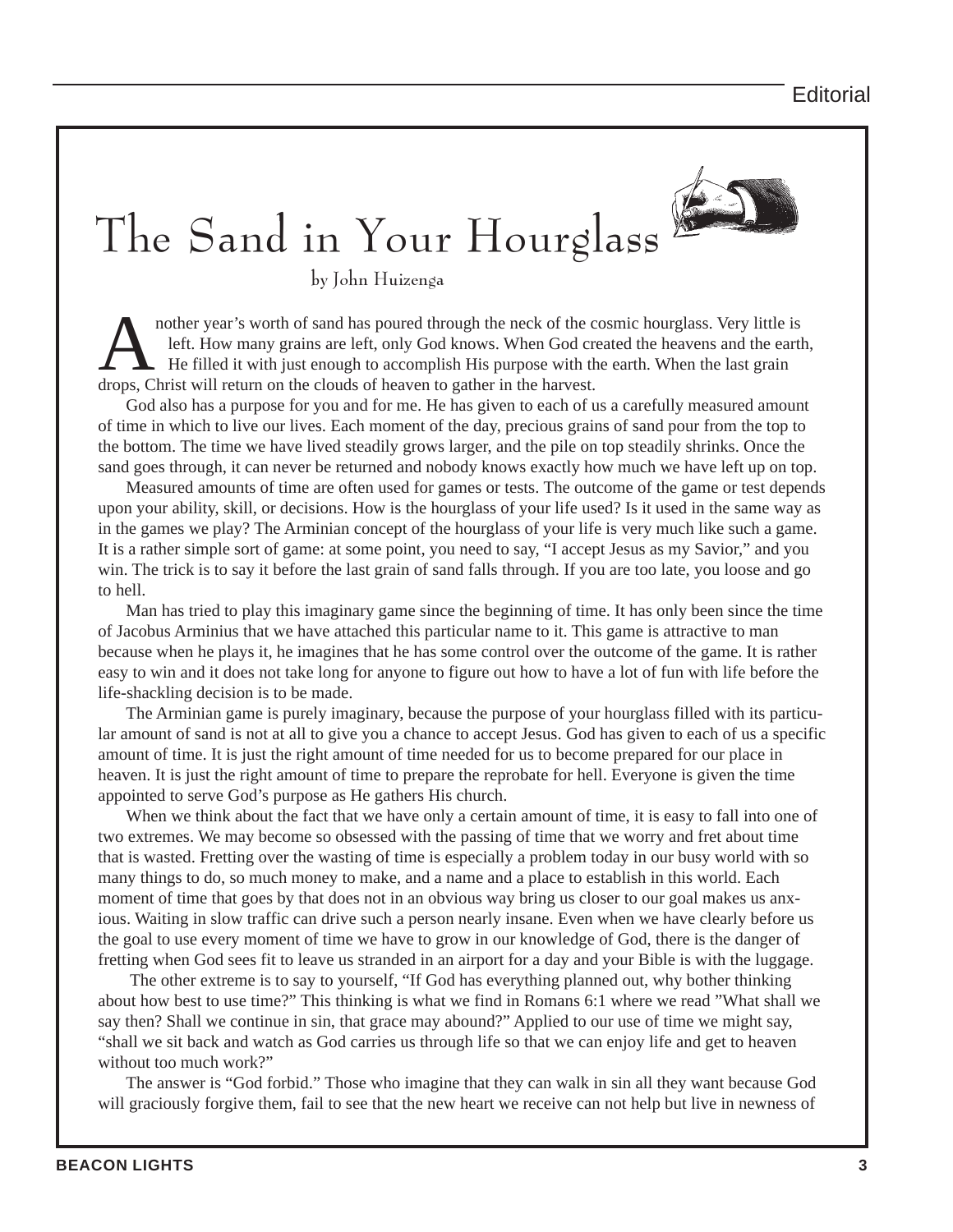# The Sand in Your Hourglass

by John Huizenga

Another year's worth of sand has poured through the neck of the cosmic hourglass. Very little is left. How many grains are left, only God knows. When God created the heavens and the earth, He filled it with just enough to accomplish His purpose with the earth. When the last grain drops, Christ will return on the clouds of heaven to gather in the harvest.

God also has a purpose for you and for me. He has given to each of us a carefully measured amount of time in which to live our lives. Each moment of the day, precious grains of sand pour from the top to the bottom. The time we have lived steadily grows larger, and the pile on top steadily shrinks. Once the sand goes through, it can never be returned and nobody knows exactly how much we have left up on top.

Measured amounts of time are often used for games or tests. The outcome of the game or test depends upon your ability, skill, or decisions. How is the hourglass of your life used? Is it used in the same way as in the games we play? The Arminian concept of the hourglass of your life is very much like such a game. It is a rather simple sort of game: at some point, you need to say, "I accept Jesus as my Savior," and you win. The trick is to say it before the last grain of sand falls through. If you are too late, you loose and go to hell.

Man has tried to play this imaginary game since the beginning of time. It has only been since the time of Jacobus Arminius that we have attached this particular name to it. This game is attractive to man because when he plays it, he imagines that he has some control over the outcome of the game. It is rather easy to win and it does not take long for anyone to figure out how to have a lot of fun with life before the life-shackling decision is to be made.

The Arminian game is purely imaginary, because the purpose of your hourglass filled with its particular amount of sand is not at all to give you a chance to accept Jesus. God has given to each of us a specific amount of time. It is just the right amount of time needed for us to become prepared for our place in heaven. It is just the right amount of time to prepare the reprobate for hell. Everyone is given the time appointed to serve God's purpose as He gathers His church.

When we think about the fact that we have only a certain amount of time, it is easy to fall into one of two extremes. We may become so obsessed with the passing of time that we worry and fret about time that is wasted. Fretting over the wasting of time is especially a problem today in our busy world with so many things to do, so much money to make, and a name and a place to establish in this world. Each moment of time that goes by that does not in an obvious way bring us closer to our goal makes us anxious. Waiting in slow traffic can drive such a person nearly insane. Even when we have clearly before us the goal to use every moment of time we have to grow in our knowledge of God, there is the danger of fretting when God sees fit to leave us stranded in an airport for a day and your Bible is with the luggage.

The other extreme is to say to yourself, "If God has everything planned out, why bother thinking about how best to use time?" This thinking is what we find in Romans 6:1 where we read "What shall we say then? Shall we continue in sin, that grace may abound?" Applied to our use of time we might say, "shall we sit back and watch as God carries us through life so that we can enjoy life and get to heaven without too much work?"

The answer is "God forbid." Those who imagine that they can walk in sin all they want because God will graciously forgive them, fail to see that the new heart we receive can not help but live in newness of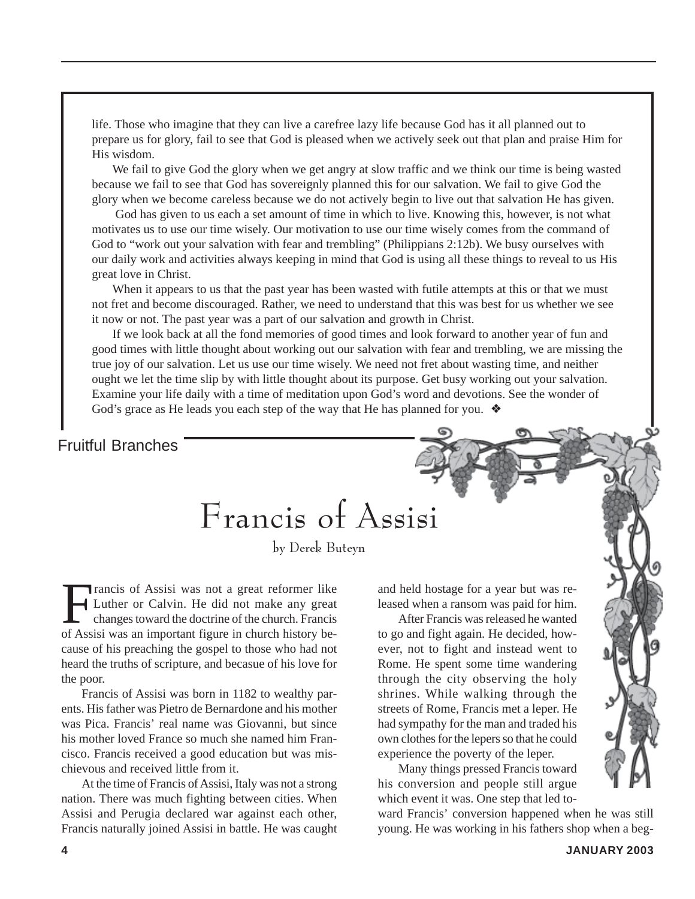life. Those who imagine that they can live a carefree lazy life because God has it all planned out to prepare us for glory, fail to see that God is pleased when we actively seek out that plan and praise Him for His wisdom.

We fail to give God the glory when we get angry at slow traffic and we think our time is being wasted because we fail to see that God has sovereignly planned this for our salvation. We fail to give God the glory when we become careless because we do not actively begin to live out that salvation He has given.

God has given to us each a set amount of time in which to live. Knowing this, however, is not what motivates us to use our time wisely. Our motivation to use our time wisely comes from the command of God to "work out your salvation with fear and trembling" (Philippians 2:12b). We busy ourselves with our daily work and activities always keeping in mind that God is using all these things to reveal to us His great love in Christ.

When it appears to us that the past year has been wasted with futile attempts at this or that we must not fret and become discouraged. Rather, we need to understand that this was best for us whether we see it now or not. The past year was a part of our salvation and growth in Christ.

If we look back at all the fond memories of good times and look forward to another year of fun and good times with little thought about working out our salvation with fear and trembling, we are missing the true joy of our salvation. Let us use our time wisely. We need not fret about wasting time, and neither ought we let the time slip by with little thought about its purpose. Get busy working out your salvation. Examine your life daily with a time of meditation upon God's word and devotions. See the wonder of God's grace as He leads you each step of the way that He has planned for you. ❖

Fruitful Branches

# Francis of Assisi

by Derek Buteyn

Francis of Assisi was not a great reformer like Luther or Calvin. He did not make any great changes toward the doctrine of the church. Francis of Assisi was an important figure in church history because of his preaching the gospel to those who had not heard the truths of scripture, and becasue of his love for the poor.

Francis of Assisi was born in 1182 to wealthy parents. His father was Pietro de Bernardone and his mother was Pica. Francis' real name was Giovanni, but since his mother loved France so much she named him Francisco. Francis received a good education but was mischievous and received little from it.

At the time of Francis of Assisi, Italy was not a strong nation. There was much fighting between cities. When Assisi and Perugia declared war against each other, Francis naturally joined Assisi in battle. He was caught and held hostage for a year but was released when a ransom was paid for him.

After Francis was released he wanted to go and fight again. He decided, however, not to fight and instead went to Rome. He spent some time wandering through the city observing the holy shrines. While walking through the streets of Rome, Francis met a leper. He had sympathy for the man and traded his own clothes for the lepers so that he could experience the poverty of the leper.

Many things pressed Francis toward his conversion and people still argue which event it was. One step that led toward Francis' conversion happened when he was still young. He was working in his fathers shop when a beg-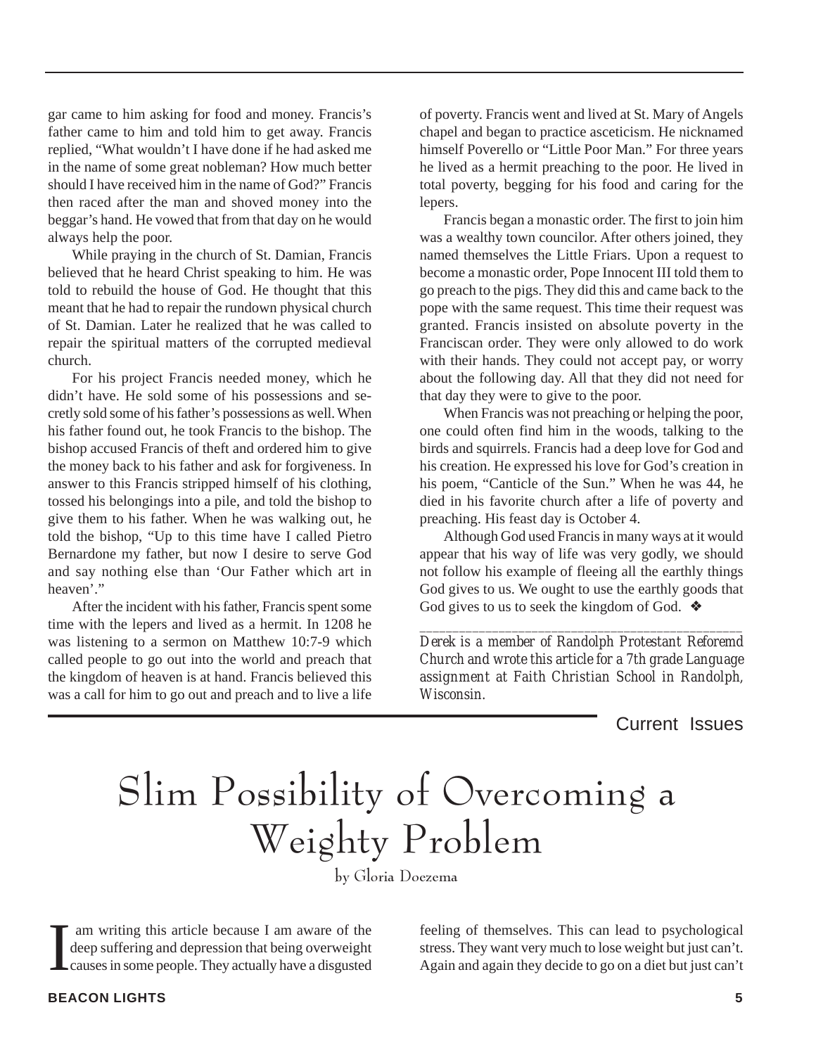gar came to him asking for food and money. Francis's father came to him and told him to get away. Francis replied, "What wouldn't I have done if he had asked me in the name of some great nobleman? How much better should I have received him in the name of God?" Francis then raced after the man and shoved money into the beggar's hand. He vowed that from that day on he would always help the poor.

While praying in the church of St. Damian, Francis believed that he heard Christ speaking to him. He was told to rebuild the house of God. He thought that this meant that he had to repair the rundown physical church of St. Damian. Later he realized that he was called to repair the spiritual matters of the corrupted medieval church.

For his project Francis needed money, which he didn't have. He sold some of his possessions and secretly sold some of his father's possessions as well. When his father found out, he took Francis to the bishop. The bishop accused Francis of theft and ordered him to give the money back to his father and ask for forgiveness. In answer to this Francis stripped himself of his clothing, tossed his belongings into a pile, and told the bishop to give them to his father. When he was walking out, he told the bishop, "Up to this time have I called Pietro Bernardone my father, but now I desire to serve God and say nothing else than 'Our Father which art in heaven'."

After the incident with his father, Francis spent some time with the lepers and lived as a hermit. In 1208 he was listening to a sermon on Matthew 10:7-9 which called people to go out into the world and preach that the kingdom of heaven is at hand. Francis believed this was a call for him to go out and preach and to live a life of poverty. Francis went and lived at St. Mary of Angels chapel and began to practice asceticism. He nicknamed himself Poverello or "Little Poor Man." For three years he lived as a hermit preaching to the poor. He lived in total poverty, begging for his food and caring for the lepers.

Francis began a monastic order. The first to join him was a wealthy town councilor. After others joined, they named themselves the Little Friars. Upon a request to become a monastic order, Pope Innocent III told them to go preach to the pigs. They did this and came back to the pope with the same request. This time their request was granted. Francis insisted on absolute poverty in the Franciscan order. They were only allowed to do work with their hands. They could not accept pay, or worry about the following day. All that they did not need for that day they were to give to the poor.

When Francis was not preaching or helping the poor, one could often find him in the woods, talking to the birds and squirrels. Francis had a deep love for God and his creation. He expressed his love for God's creation in his poem, "Canticle of the Sun." When he was 44, he died in his favorite church after a life of poverty and preaching. His feast day is October 4.

Although God used Francis in many ways at it would appear that his way of life was very godly, we should not follow his example of fleeing all the earthly things God gives to us. We ought to use the earthly goods that God gives to us to seek the kingdom of God. ❖

---

*Derek is a member of Randolph Protestant Reforemd Church and wrote this article for a 7th grade Language assignment at Faith Christian School in Randolph, Wisconsin.*

Current Issues

# Slim Possibility of Overcoming a Weighty Problem

by Gloria Doezema

I am writing this article because I am aware of the deep suffering and depression that being overweight causes in some people. They actually have a disgusted feeling of themselves. This can lead to psychological stress. They want very much to lose weight but just can't. Again and again they decide to go on a diet but just can't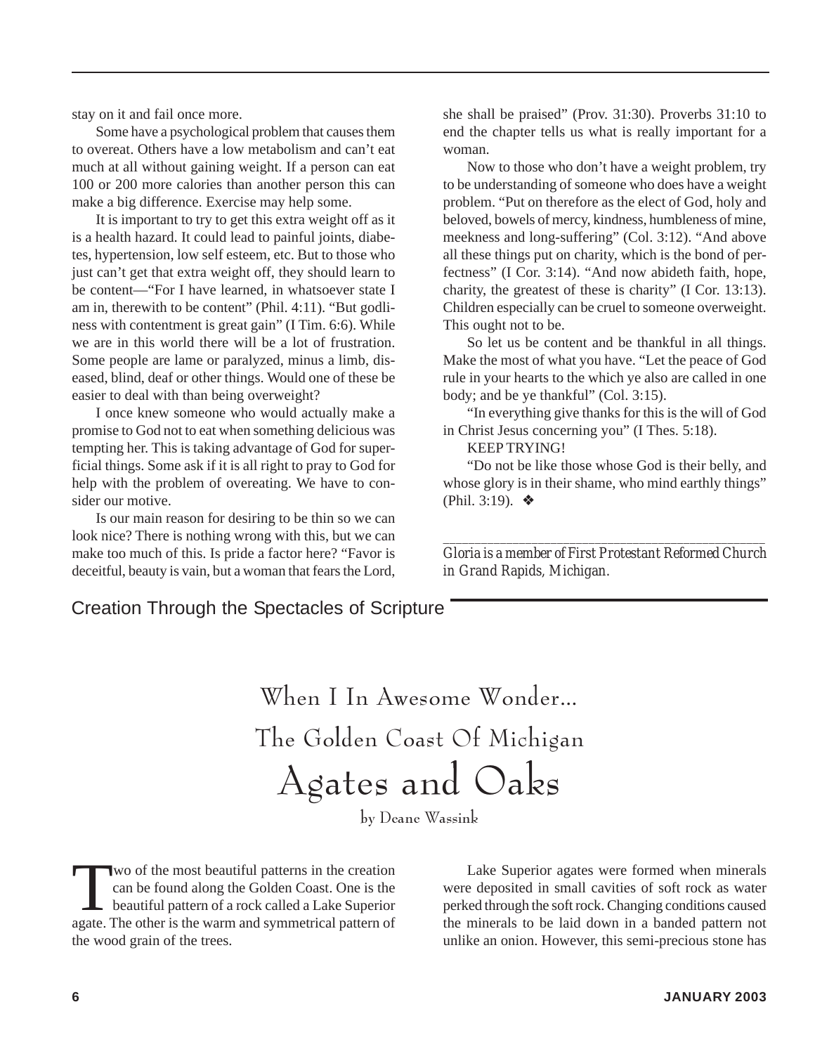stay on it and fail once more.

Some have a psychological problem that causes them to overeat. Others have a low metabolism and can't eat much at all without gaining weight. If a person can eat 100 or 200 more calories than another person this can make a big difference. Exercise may help some.

It is important to try to get this extra weight off as it is a health hazard. It could lead to painful joints, diabetes, hypertension, low self esteem, etc. But to those who just can't get that extra weight off, they should learn to be content—"For I have learned, in whatsoever state I am in, therewith to be content" (Phil. 4:11). "But godliness with contentment is great gain" (I Tim. 6:6). While we are in this world there will be a lot of frustration. Some people are lame or paralyzed, minus a limb, diseased, blind, deaf or other things. Would one of these be easier to deal with than being overweight?

I once knew someone who would actually make a promise to God not to eat when something delicious was tempting her. This is taking advantage of God for superficial things. Some ask if it is all right to pray to God for help with the problem of overeating. We have to consider our motive.

Is our main reason for desiring to be thin so we can look nice? There is nothing wrong with this, but we can make too much of this. Is pride a factor here? "Favor is deceitful, beauty is vain, but a woman that fears the Lord, she shall be praised" (Prov. 31:30). Proverbs 31:10 to end the chapter tells us what is really important for a woman.

Now to those who don't have a weight problem, try to be understanding of someone who does have a weight problem. "Put on therefore as the elect of God, holy and beloved, bowels of mercy, kindness, humbleness of mine, meekness and long-suffering" (Col. 3:12). "And above all these things put on charity, which is the bond of perfectness" (I Cor. 3:14). "And now abideth faith, hope, charity, the greatest of these is charity" (I Cor. 13:13). Children especially can be cruel to someone overweight. This ought not to be.

So let us be content and be thankful in all things. Make the most of what you have. "Let the peace of God rule in your hearts to the which ye also are called in one body; and be ye thankful" (Col. 3:15).

"In everything give thanks for this is the will of God in Christ Jesus concerning you" (I Thes. 5:18).

KEEP TRYING!

"Do not be like those whose God is their belly, and whose glory is in their shame, who mind earthly things" (Phil. 3:19). ❖

---

*Gloria is a member of First Protestant Reformed Church in Grand Rapids, Michigan.*

## Creation Through the Spectacles of Scripture

# When I In Awesome Wonder...
# The Golden Coast Of Michigan
# Agates and Oaks

by Deane Wassink

Two of the most beautiful patterns in the creation can be found along the Golden Coast. One is the beautiful pattern of a rock called a Lake Superior agate. The other is the warm and symmetrical pattern of the wood grain of the trees.

Lake Superior agates were formed when minerals were deposited in small cavities of soft rock as water perked through the soft rock. Changing conditions caused the minerals to be laid down in a banded pattern not unlike an onion. However, this semi-precious stone has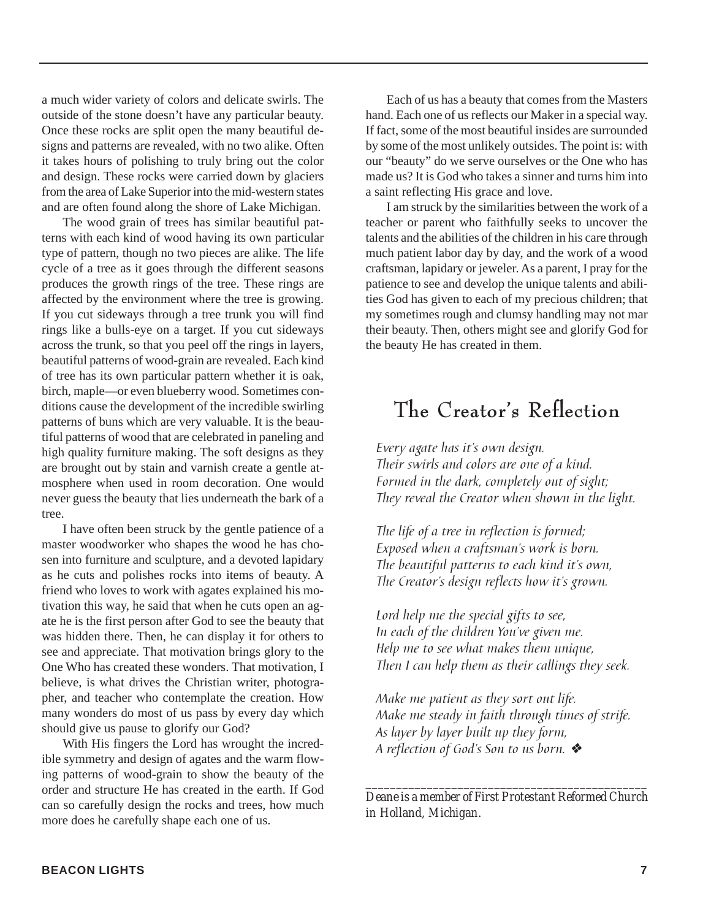a much wider variety of colors and delicate swirls. The outside of the stone doesn't have any particular beauty. Once these rocks are split open the many beautiful designs and patterns are revealed, with no two alike. Often it takes hours of polishing to truly bring out the color and design. These rocks were carried down by glaciers from the area of Lake Superior into the mid-western states and are often found along the shore of Lake Michigan.

The wood grain of trees has similar beautiful patterns with each kind of wood having its own particular type of pattern, though no two pieces are alike. The life cycle of a tree as it goes through the different seasons produces the growth rings of the tree. These rings are affected by the environment where the tree is growing. If you cut sideways through a tree trunk you will find rings like a bulls-eye on a target. If you cut sideways across the trunk, so that you peel off the rings in layers, beautiful patterns of wood-grain are revealed. Each kind of tree has its own particular pattern whether it is oak, birch, maple—or even blueberry wood. Sometimes conditions cause the development of the incredible swirling patterns of buns which are very valuable. It is the beautiful patterns of wood that are celebrated in paneling and high quality furniture making. The soft designs as they are brought out by stain and varnish create a gentle atmosphere when used in room decoration. One would never guess the beauty that lies underneath the bark of a tree.

I have often been struck by the gentle patience of a master woodworker who shapes the wood he has chosen into furniture and sculpture, and a devoted lapidary as he cuts and polishes rocks into items of beauty. A friend who loves to work with agates explained his motivation this way, he said that when he cuts open an agate he is the first person after God to see the beauty that was hidden there. Then, he can display it for others to see and appreciate. That motivation brings glory to the One Who has created these wonders. That motivation, I believe, is what drives the Christian writer, photographer, and teacher who contemplate the creation. How many wonders do most of us pass by every day which should give us pause to glorify our God?

With His fingers the Lord has wrought the incredible symmetry and design of agates and the warm flowing patterns of wood-grain to show the beauty of the order and structure He has created in the earth. If God can so carefully design the rocks and trees, how much more does he carefully shape each one of us.

Each of us has a beauty that comes from the Masters hand. Each one of us reflects our Maker in a special way. If fact, some of the most beautiful insides are surrounded by some of the most unlikely outsides. The point is: with our "beauty" do we serve ourselves or the One who has made us? It is God who takes a sinner and turns him into a saint reflecting His grace and love.

I am struck by the similarities between the work of a teacher or parent who faithfully seeks to uncover the talents and the abilities of the children in his care through much patient labor day by day, and the work of a wood craftsman, lapidary or jeweler. As a parent, I pray for the patience to see and develop the unique talents and abilities God has given to each of my precious children; that my sometimes rough and clumsy handling may not mar their beauty. Then, others might see and glorify God for the beauty He has created in them.

## The Creator's Reflection

*Every agate has it's own design.*
*Their swirls and colors are one of a kind.*
*Formed in the dark, completely out of sight;*
*They reveal the Creator when shown in the light.*

*The life of a tree in reflection is formed;*
*Exposed when a craftsman's work is born.*
*The beautiful patterns to each kind it's own,*
*The Creator's design reflects how it's grown.*

*Lord help me the special gifts to see,*
*In each of the children You've given me.*
*Help me to see what makes them unique,*
*Then I can help them as their callings they seek.*

*Make me patient as they sort out life.*
*Make me steady in faith through times of strife.*
*As layer by layer built up they form,*
*A reflection of God's Son to us born.* ❖

---

*Deane is a member of First Protestant Reformed Church in Holland, Michigan.*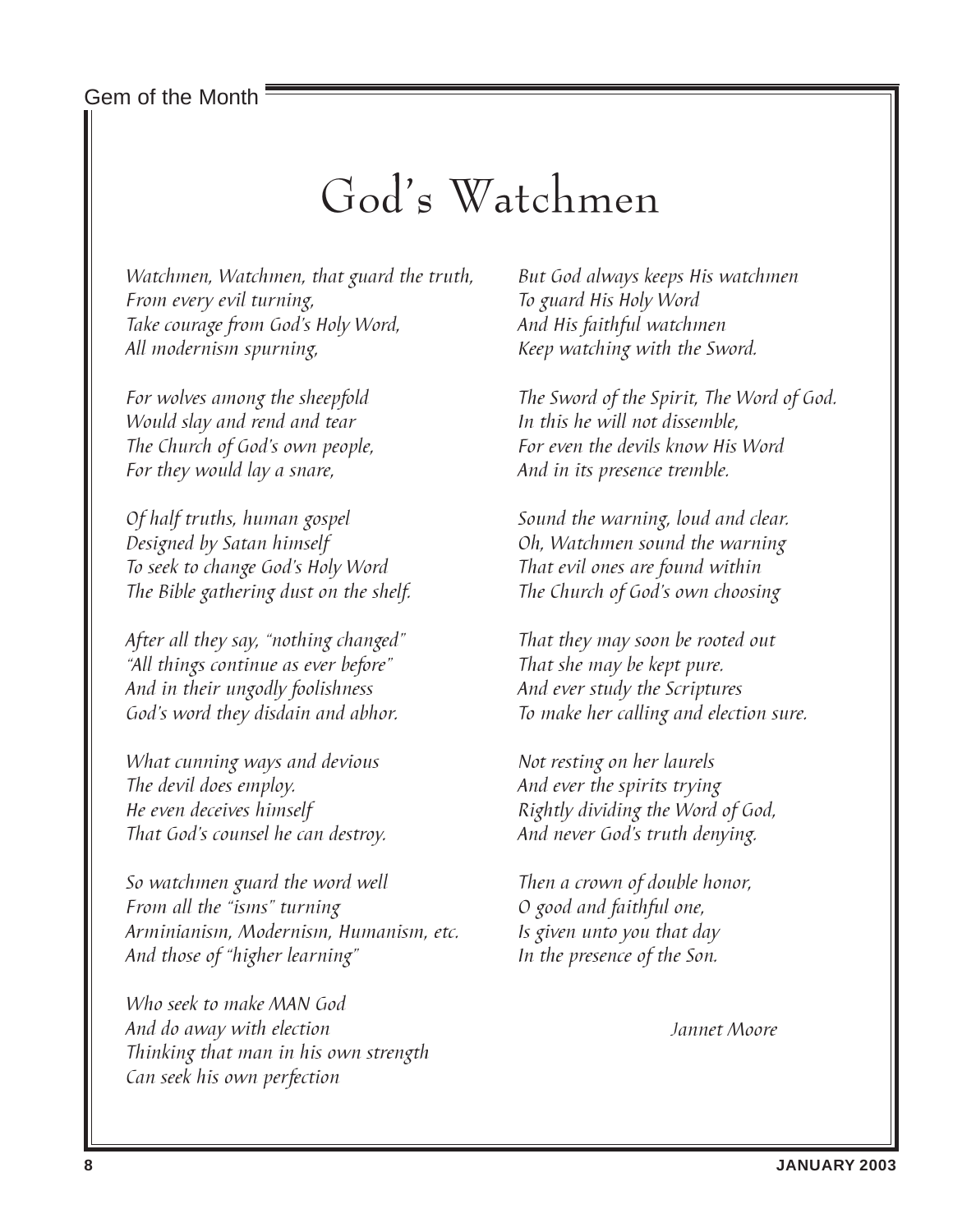Gem of the Month

# God's Watchmen

*Watchmen, Watchmen, that guard the truth,*
*From every evil turning,*
*Take courage from God's Holy Word,*
*All modernism spurning,*

*For wolves among the sheepfold*
*Would slay and rend and tear*
*The Church of God's own people,*
*For they would lay a snare,*

*Of half truths, human gospel*
*Designed by Satan himself*
*To seek to change God's Holy Word*
*The Bible gathering dust on the shelf.*

*After all they say, "nothing changed"*
*"All things continue as ever before"*
*And in their ungodly foolishness*
*God's word they disdain and abhor.*

*What cunning ways and devious*
*The devil does employ.*
*He even deceives himself*
*That God's counsel he can destroy.*

*So watchmen guard the word well*
*From all the "isms" turning*
*Arminianism, Modernism, Humanism, etc.*
*And those of "higher learning"*

*Who seek to make MAN God*
*And do away with election*
*Thinking that man in his own strength*
*Can seek his own perfection*

*But God always keeps His watchmen*
*To guard His Holy Word*
*And His faithful watchmen*
*Keep watching with the Sword.*

*The Sword of the Spirit, The Word of God.*
*In this he will not dissemble,*
*For even the devils know His Word*
*And in its presence tremble.*

*Sound the warning, loud and clear.*
*Oh, Watchmen sound the warning*
*That evil ones are found within*
*The Church of God's own choosing*

*That they may soon be rooted out*
*That she may be kept pure.*
*And ever study the Scriptures*
*To make her calling and election sure.*

*Not resting on her laurels*
*And ever the spirits trying*
*Rightly dividing the Word of God,*
*And never God's truth denying.*

*Then a crown of double honor,*
*O good and faithful one,*
*Is given unto you that day*
*In the presence of the Son.*

*Jannet Moore*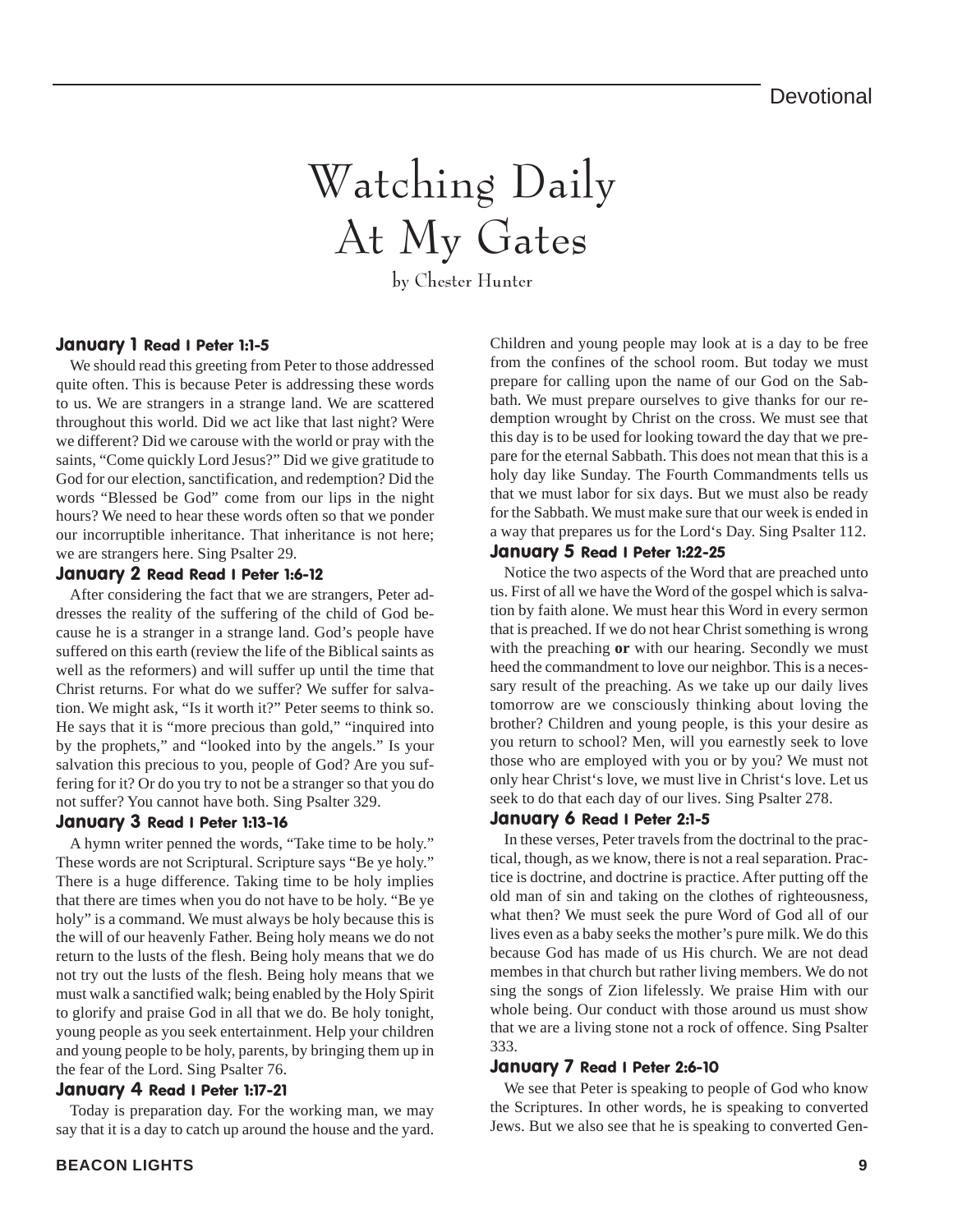Devotional

# Watching Daily At My Gates

by Chester Hunter

### January 1 Read I Peter 1:1-5

We should read this greeting from Peter to those addressed quite often. This is because Peter is addressing these words to us. We are strangers in a strange land. We are scattered throughout this world. Did we act like that last night? Were we different? Did we carouse with the world or pray with the saints, "Come quickly Lord Jesus?" Did we give gratitude to God for our election, sanctification, and redemption? Did the words "Blessed be God" come from our lips in the night hours? We need to hear these words often so that we ponder our incorruptible inheritance. That inheritance is not here; we are strangers here. Sing Psalter 29.

### January 2 Read Read I Peter 1:6-12

After considering the fact that we are strangers, Peter addresses the reality of the suffering of the child of God because he is a stranger in a strange land. God's people have suffered on this earth (review the life of the Biblical saints as well as the reformers) and will suffer up until the time that Christ returns. For what do we suffer? We suffer for salvation. We might ask, "Is it worth it?" Peter seems to think so. He says that it is "more precious than gold," "inquired into by the prophets," and "looked into by the angels." Is your salvation this precious to you, people of God? Are you suffering for it? Or do you try to not be a stranger so that you do not suffer? You cannot have both. Sing Psalter 329.

### January 3 Read I Peter 1:13-16

A hymn writer penned the words, "Take time to be holy." These words are not Scriptural. Scripture says "Be ye holy." There is a huge difference. Taking time to be holy implies that there are times when you do not have to be holy. "Be ye holy" is a command. We must always be holy because this is the will of our heavenly Father. Being holy means we do not return to the lusts of the flesh. Being holy means that we do not try out the lusts of the flesh. Being holy means that we must walk a sanctified walk; being enabled by the Holy Spirit to glorify and praise God in all that we do. Be holy tonight, young people as you seek entertainment. Help your children and young people to be holy, parents, by bringing them up in the fear of the Lord. Sing Psalter 76.

### January 4 Read I Peter 1:17-21

Today is preparation day. For the working man, we may say that it is a day to catch up around the house and the yard. Children and young people may look at is a day to be free from the confines of the school room. But today we must prepare for calling upon the name of our God on the Sabbath. We must prepare ourselves to give thanks for our redemption wrought by Christ on the cross. We must see that this day is to be used for looking toward the day that we prepare for the eternal Sabbath. This does not mean that this is a holy day like Sunday. The Fourth Commandments tells us that we must labor for six days. But we must also be ready for the Sabbath. We must make sure that our week is ended in a way that prepares us for the Lord's Day. Sing Psalter 112.

### January 5 Read I Peter 1:22-25

Notice the two aspects of the Word that are preached unto us. First of all we have the Word of the gospel which is salvation by faith alone. We must hear this Word in every sermon that is preached. If we do not hear Christ something is wrong with the preaching **or** with our hearing. Secondly we must heed the commandment to love our neighbor. This is a necessary result of the preaching. As we take up our daily lives tomorrow are we consciously thinking about loving the brother? Children and young people, is this your desire as you return to school? Men, will you earnestly seek to love those who are employed with you or by you? We must not only hear Christ's love, we must live in Christ's love. Let us seek to do that each day of our lives. Sing Psalter 278.

### January 6 Read I Peter 2:1-5

In these verses, Peter travels from the doctrinal to the practical, though, as we know, there is not a real separation. Practice is doctrine, and doctrine is practice. After putting off the old man of sin and taking on the clothes of righteousness, what then? We must seek the pure Word of God all of our lives even as a baby seeks the mother's pure milk. We do this because God has made of us His church. We are not dead membes in that church but rather living members. We do not sing the songs of Zion lifelessly. We praise Him with our whole being. Our conduct with those around us must show that we are a living stone not a rock of offence. Sing Psalter 333.

### January 7 Read I Peter 2:6-10

We see that Peter is speaking to people of God who know the Scriptures. In other words, he is speaking to converted Jews. But we also see that he is speaking to converted Gen-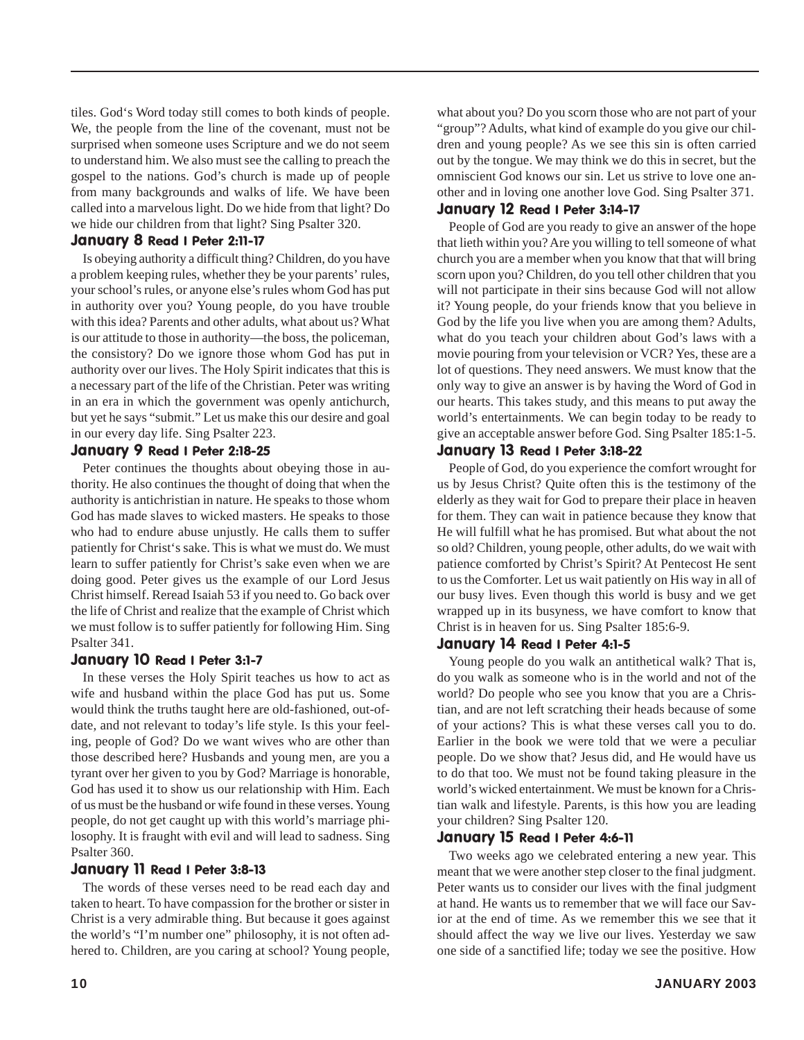tiles. God's Word today still comes to both kinds of people. We, the people from the line of the covenant, must not be surprised when someone uses Scripture and we do not seem to understand him. We also must see the calling to preach the gospel to the nations. God's church is made up of people from many backgrounds and walks of life. We have been called into a marvelous light. Do we hide from that light? Do we hide our children from that light? Sing Psalter 320.

### January 8 Read I Peter 2:11-17

Is obeying authority a difficult thing? Children, do you have a problem keeping rules, whether they be your parents' rules, your school's rules, or anyone else's rules whom God has put in authority over you? Young people, do you have trouble with this idea? Parents and other adults, what about us? What is our attitude to those in authority—the boss, the policeman, the consistory? Do we ignore those whom God has put in authority over our lives. The Holy Spirit indicates that this is a necessary part of the life of the Christian. Peter was writing in an era in which the government was openly antichurch, but yet he says "submit." Let us make this our desire and goal in our every day life. Sing Psalter 223.

### January 9 Read I Peter 2:18-25

Peter continues the thoughts about obeying those in authority. He also continues the thought of doing that when the authority is antichristian in nature. He speaks to those whom God has made slaves to wicked masters. He speaks to those who had to endure abuse unjustly. He calls them to suffer patiently for Christ's sake. This is what we must do. We must learn to suffer patiently for Christ's sake even when we are doing good. Peter gives us the example of our Lord Jesus Christ himself. Reread Isaiah 53 if you need to. Go back over the life of Christ and realize that the example of Christ which we must follow is to suffer patiently for following Him. Sing Psalter 341.

### January 10 Read I Peter 3:1-7

In these verses the Holy Spirit teaches us how to act as wife and husband within the place God has put us. Some would think the truths taught here are old-fashioned, out-of-date, and not relevant to today's life style. Is this your feeling, people of God? Do we want wives who are other than those described here? Husbands and young men, are you a tyrant over her given to you by God? Marriage is honorable, God has used it to show us our relationship with Him. Each of us must be the husband or wife found in these verses. Young people, do not get caught up with this world's marriage philosophy. It is fraught with evil and will lead to sadness. Sing Psalter 360.

### January 11 Read I Peter 3:8-13

The words of these verses need to be read each day and taken to heart. To have compassion for the brother or sister in Christ is a very admirable thing. But because it goes against the world's "I'm number one" philosophy, it is not often adhered to. Children, are you caring at school? Young people, what about you? Do you scorn those who are not part of your "group"? Adults, what kind of example do you give our children and young people? As we see this sin is often carried out by the tongue. We may think we do this in secret, but the omniscient God knows our sin. Let us strive to love one another and in loving one another love God. Sing Psalter 371.

### January 12 Read I Peter 3:14-17

People of God are you ready to give an answer of the hope that lieth within you? Are you willing to tell someone of what church you are a member when you know that that will bring scorn upon you? Children, do you tell other children that you will not participate in their sins because God will not allow it? Young people, do your friends know that you believe in God by the life you live when you are among them? Adults, what do you teach your children about God's laws with a movie pouring from your television or VCR? Yes, these are a lot of questions. They need answers. We must know that the only way to give an answer is by having the Word of God in our hearts. This takes study, and this means to put away the world's entertainments. We can begin today to be ready to give an acceptable answer before God. Sing Psalter 185:1-5.

### January 13 Read I Peter 3:18-22

People of God, do you experience the comfort wrought for us by Jesus Christ? Quite often this is the testimony of the elderly as they wait for God to prepare their place in heaven for them. They can wait in patience because they know that He will fulfill what he has promised. But what about the not so old? Children, young people, other adults, do we wait with patience comforted by Christ's Spirit? At Pentecost He sent to us the Comforter. Let us wait patiently on His way in all of our busy lives. Even though this world is busy and we get wrapped up in its busyness, we have comfort to know that Christ is in heaven for us. Sing Psalter 185:6-9.

### January 14 Read I Peter 4:1-5

Young people do you walk an antithetical walk? That is, do you walk as someone who is in the world and not of the world? Do people who see you know that you are a Christian, and are not left scratching their heads because of some of your actions? This is what these verses call you to do. Earlier in the book we were told that we were a peculiar people. Do we show that? Jesus did, and He would have us to do that too. We must not be found taking pleasure in the world's wicked entertainment. We must be known for a Christian walk and lifestyle. Parents, is this how you are leading your children? Sing Psalter 120.

### January 15 Read I Peter 4:6-11

Two weeks ago we celebrated entering a new year. This meant that we were another step closer to the final judgment. Peter wants us to consider our lives with the final judgment at hand. He wants us to remember that we will face our Savior at the end of time. As we remember this we see that it should affect the way we live our lives. Yesterday we saw one side of a sanctified life; today we see the positive. How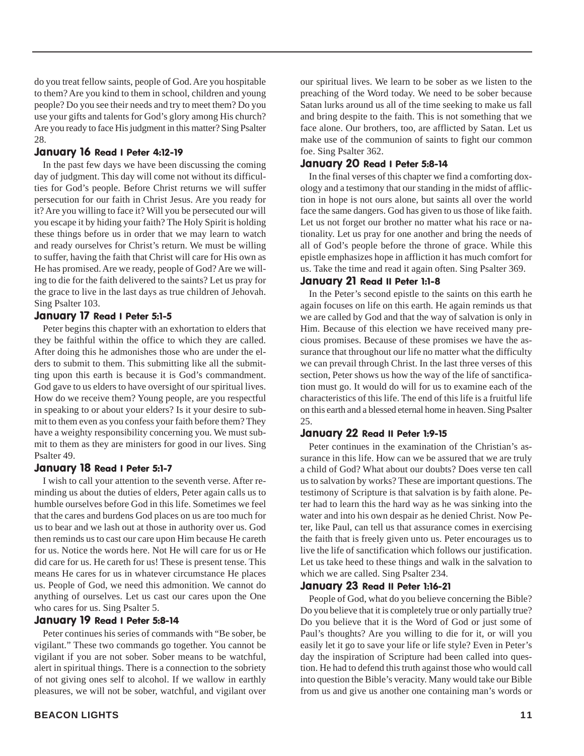do you treat fellow saints, people of God. Are you hospitable to them? Are you kind to them in school, children and young people? Do you see their needs and try to meet them? Do you use your gifts and talents for God's glory among His church? Are you ready to face His judgment in this matter? Sing Psalter 28.

### January 16 Read I Peter 4:12-19

In the past few days we have been discussing the coming day of judgment. This day will come not without its difficulties for God's people. Before Christ returns we will suffer persecution for our faith in Christ Jesus. Are you ready for it? Are you willing to face it? Will you be persecuted our will you escape it by hiding your faith? The Holy Spirit is holding these things before us in order that we may learn to watch and ready ourselves for Christ's return. We must be willing to suffer, having the faith that Christ will care for His own as He has promised. Are we ready, people of God? Are we willing to die for the faith delivered to the saints? Let us pray for the grace to live in the last days as true children of Jehovah. Sing Psalter 103.

### January 17 Read I Peter 5:1-5

Peter begins this chapter with an exhortation to elders that they be faithful within the office to which they are called. After doing this he admonishes those who are under the elders to submit to them. This submitting like all the submitting upon this earth is because it is God's commandment. God gave to us elders to have oversight of our spiritual lives. How do we receive them? Young people, are you respectful in speaking to or about your elders? Is it your desire to submit to them even as you confess your faith before them? They have a weighty responsibility concerning you. We must submit to them as they are ministers for good in our lives. Sing Psalter 49.

### January 18 Read I Peter 5:1-7

I wish to call your attention to the seventh verse. After reminding us about the duties of elders, Peter again calls us to humble ourselves before God in this life. Sometimes we feel that the cares and burdens God places on us are too much for us to bear and we lash out at those in authority over us. God then reminds us to cast our care upon Him because He careth for us. Notice the words here. Not He will care for us or He did care for us. He careth for us! These is present tense. This means He cares for us in whatever circumstance He places us. People of God, we need this admonition. We cannot do anything of ourselves. Let us cast our cares upon the One who cares for us. Sing Psalter 5.

### January 19 Read I Peter 5:8-14

Peter continues his series of commands with "Be sober, be vigilant." These two commands go together. You cannot be vigilant if you are not sober. Sober means to be watchful, alert in spiritual things. There is a connection to the sobriety of not giving ones self to alcohol. If we wallow in earthly pleasures, we will not be sober, watchful, and vigilant over our spiritual lives. We learn to be sober as we listen to the preaching of the Word today. We need to be sober because Satan lurks around us all of the time seeking to make us fall and bring despite to the faith. This is not something that we face alone. Our brothers, too, are afflicted by Satan. Let us make use of the communion of saints to fight our common foe. Sing Psalter 362.

### January 20 Read I Peter 5:8-14

In the final verses of this chapter we find a comforting doxology and a testimony that our standing in the midst of affliction in hope is not ours alone, but saints all over the world face the same dangers. God has given to us those of like faith. Let us not forget our brother no matter what his race or nationality. Let us pray for one another and bring the needs of all of God's people before the throne of grace. While this epistle emphasizes hope in affliction it has much comfort for us. Take the time and read it again often. Sing Psalter 369.

### January 21 Read II Peter 1:1-8

In the Peter's second epistle to the saints on this earth he again focuses on life on this earth. He again reminds us that we are called by God and that the way of salvation is only in Him. Because of this election we have received many precious promises. Because of these promises we have the assurance that throughout our life no matter what the difficulty we can prevail through Christ. In the last three verses of this section, Peter shows us how the way of the life of sanctification must go. It would do will for us to examine each of the characteristics of this life. The end of this life is a fruitful life on this earth and a blessed eternal home in heaven. Sing Psalter 25.

### January 22 Read II Peter 1:9-15

Peter continues in the examination of the Christian's assurance in this life. How can we be assured that we are truly a child of God? What about our doubts? Does verse ten call us to salvation by works? These are important questions. The testimony of Scripture is that salvation is by faith alone. Peter had to learn this the hard way as he was sinking into the water and into his own despair as he denied Christ. Now Peter, like Paul, can tell us that assurance comes in exercising the faith that is freely given unto us. Peter encourages us to live the life of sanctification which follows our justification. Let us take heed to these things and walk in the salvation to which we are called. Sing Psalter 234.

### January 23 Read II Peter 1:16-21

People of God, what do you believe concerning the Bible? Do you believe that it is completely true or only partially true? Do you believe that it is the Word of God or just some of Paul's thoughts? Are you willing to die for it, or will you easily let it go to save your life or life style? Even in Peter's day the inspiration of Scripture had been called into question. He had to defend this truth against those who would call into question the Bible's veracity. Many would take our Bible from us and give us another one containing man's words or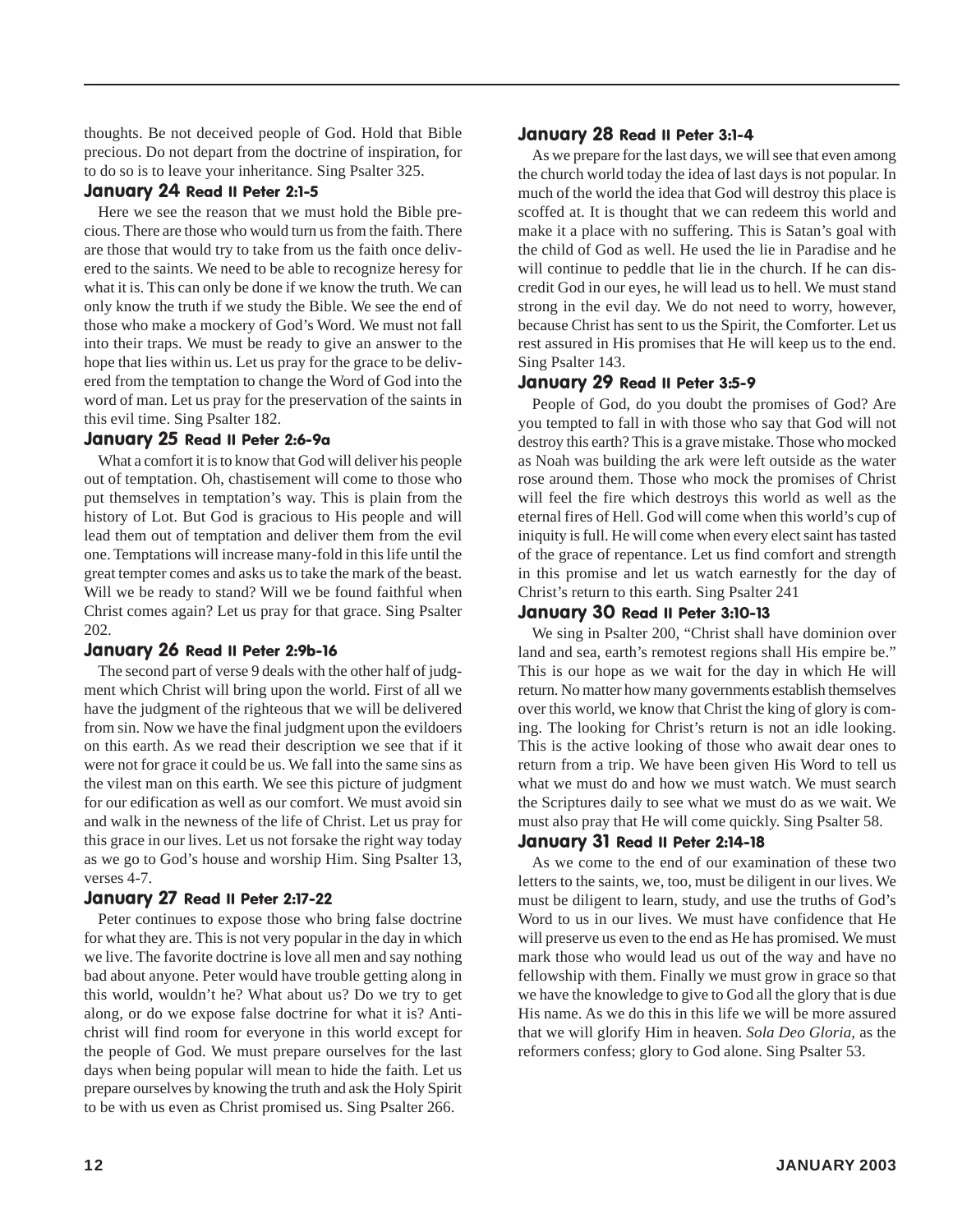thoughts. Be not deceived people of God. Hold that Bible precious. Do not depart from the doctrine of inspiration, for to do so is to leave your inheritance. Sing Psalter 325.

### January 24 Read II Peter 2:1-5

Here we see the reason that we must hold the Bible precious. There are those who would turn us from the faith. There are those that would try to take from us the faith once delivered to the saints. We need to be able to recognize heresy for what it is. This can only be done if we know the truth. We can only know the truth if we study the Bible. We see the end of those who make a mockery of God's Word. We must not fall into their traps. We must be ready to give an answer to the hope that lies within us. Let us pray for the grace to be delivered from the temptation to change the Word of God into the word of man. Let us pray for the preservation of the saints in this evil time. Sing Psalter 182.

### January 25 Read II Peter 2:6-9a

What a comfort it is to know that God will deliver his people out of temptation. Oh, chastisement will come to those who put themselves in temptation's way. This is plain from the history of Lot. But God is gracious to His people and will lead them out of temptation and deliver them from the evil one. Temptations will increase many-fold in this life until the great tempter comes and asks us to take the mark of the beast. Will we be ready to stand? Will we be found faithful when Christ comes again? Let us pray for that grace. Sing Psalter 202.

### January 26 Read II Peter 2:9b-16

The second part of verse 9 deals with the other half of judgment which Christ will bring upon the world. First of all we have the judgment of the righteous that we will be delivered from sin. Now we have the final judgment upon the evildoers on this earth. As we read their description we see that if it were not for grace it could be us. We fall into the same sins as the vilest man on this earth. We see this picture of judgment for our edification as well as our comfort. We must avoid sin and walk in the newness of the life of Christ. Let us pray for this grace in our lives. Let us not forsake the right way today as we go to God's house and worship Him. Sing Psalter 13, verses 4-7.

### January 27 Read II Peter 2:17-22

Peter continues to expose those who bring false doctrine for what they are. This is not very popular in the day in which we live. The favorite doctrine is love all men and say nothing bad about anyone. Peter would have trouble getting along in this world, wouldn't he? What about us? Do we try to get along, or do we expose false doctrine for what it is? Antichrist will find room for everyone in this world except for the people of God. We must prepare ourselves for the last days when being popular will mean to hide the faith. Let us prepare ourselves by knowing the truth and ask the Holy Spirit to be with us even as Christ promised us. Sing Psalter 266.

### January 28 Read II Peter 3:1-4

As we prepare for the last days, we will see that even among the church world today the idea of last days is not popular. In much of the world the idea that God will destroy this place is scoffed at. It is thought that we can redeem this world and make it a place with no suffering. This is Satan's goal with the child of God as well. He used the lie in Paradise and he will continue to peddle that lie in the church. If he can discredit God in our eyes, he will lead us to hell. We must stand strong in the evil day. We do not need to worry, however, because Christ has sent to us the Spirit, the Comforter. Let us rest assured in His promises that He will keep us to the end. Sing Psalter 143.

### January 29 Read II Peter 3:5-9

People of God, do you doubt the promises of God? Are you tempted to fall in with those who say that God will not destroy this earth? This is a grave mistake. Those who mocked as Noah was building the ark were left outside as the water rose around them. Those who mock the promises of Christ will feel the fire which destroys this world as well as the eternal fires of Hell. God will come when this world's cup of iniquity is full. He will come when every elect saint has tasted of the grace of repentance. Let us find comfort and strength in this promise and let us watch earnestly for the day of Christ's return to this earth. Sing Psalter 241

### January 30 Read II Peter 3:10-13

We sing in Psalter 200, "Christ shall have dominion over land and sea, earth's remotest regions shall His empire be." This is our hope as we wait for the day in which He will return. No matter how many governments establish themselves over this world, we know that Christ the king of glory is coming. The looking for Christ's return is not an idle looking. This is the active looking of those who await dear ones to return from a trip. We have been given His Word to tell us what we must do and how we must watch. We must search the Scriptures daily to see what we must do as we wait. We must also pray that He will come quickly. Sing Psalter 58.

### January 31 Read II Peter 2:14-18

As we come to the end of our examination of these two letters to the saints, we, too, must be diligent in our lives. We must be diligent to learn, study, and use the truths of God's Word to us in our lives. We must have confidence that He will preserve us even to the end as He has promised. We must mark those who would lead us out of the way and have no fellowship with them. Finally we must grow in grace so that we have the knowledge to give to God all the glory that is due His name. As we do this in this life we will be more assured that we will glorify Him in heaven. *Sola Deo Gloria*, as the reformers confess; glory to God alone. Sing Psalter 53.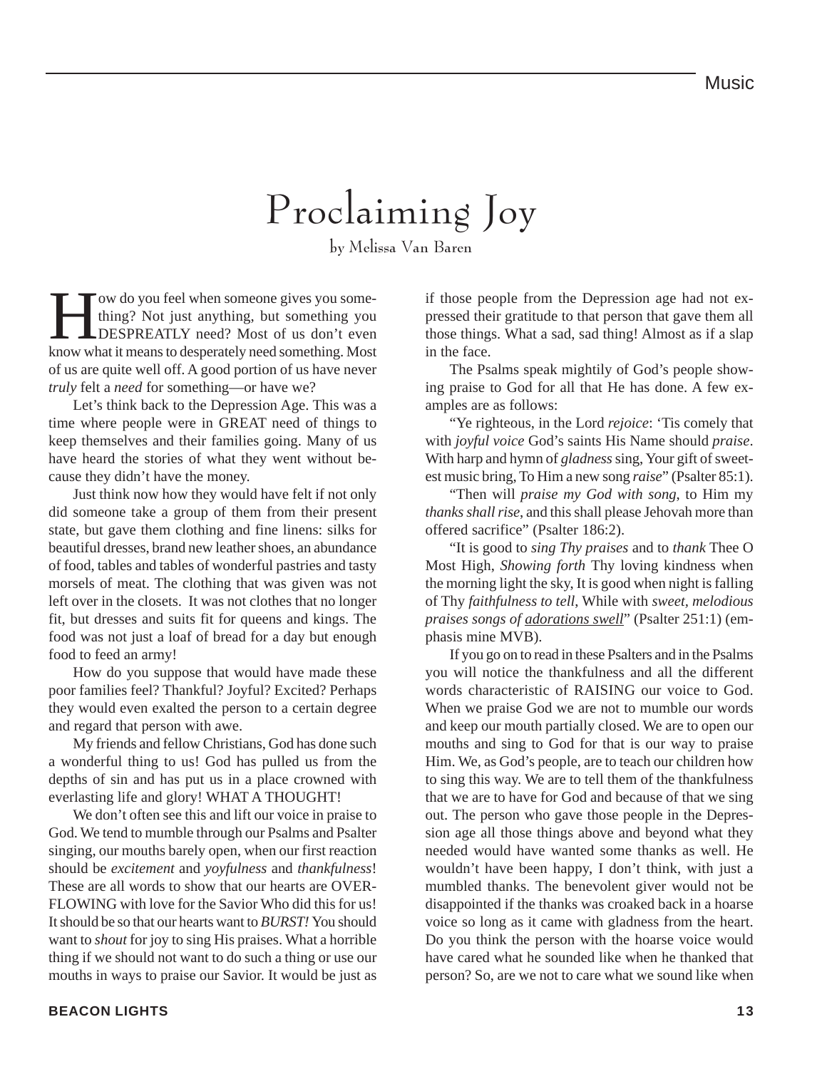# Proclaiming Joy

by Melissa Van Baren

How do you feel when someone gives you something? Not just anything, but something you DESPREATLY need? Most of us don't even know what it means to desperately need something. Most of us are quite well off. A good portion of us have never *truly* felt a *need* for something—or have we?

Let's think back to the Depression Age. This was a time where people were in GREAT need of things to keep themselves and their families going. Many of us have heard the stories of what they went without because they didn't have the money.

Just think now how they would have felt if not only did someone take a group of them from their present state, but gave them clothing and fine linens: silks for beautiful dresses, brand new leather shoes, an abundance of food, tables and tables of wonderful pastries and tasty morsels of meat. The clothing that was given was not left over in the closets. It was not clothes that no longer fit, but dresses and suits fit for queens and kings. The food was not just a loaf of bread for a day but enough food to feed an army!

How do you suppose that would have made these poor families feel? Thankful? Joyful? Excited? Perhaps they would even exalted the person to a certain degree and regard that person with awe.

My friends and fellow Christians, God has done such a wonderful thing to us! God has pulled us from the depths of sin and has put us in a place crowned with everlasting life and glory! WHAT A THOUGHT!

We don't often see this and lift our voice in praise to God. We tend to mumble through our Psalms and Psalter singing, our mouths barely open, when our first reaction should be *excitement* and *yoyfulness* and *thankfulness*! These are all words to show that our hearts are OVERFLOWING with love for the Savior Who did this for us! It should be so that our hearts want to *BURST!* You should want to *shout* for joy to sing His praises. What a horrible thing if we should not want to do such a thing or use our mouths in ways to praise our Savior. It would be just as if those people from the Depression age had not expressed their gratitude to that person that gave them all those things. What a sad, sad thing! Almost as if a slap in the face.

The Psalms speak mightily of God's people showing praise to God for all that He has done. A few examples are as follows:

"Ye righteous, in the Lord *rejoice*: 'Tis comely that with *joyful voice* God's saints His Name should *praise*. With harp and hymn of *gladness* sing, Your gift of sweetest music bring, To Him a new song *raise*" (Psalter 85:1).

"Then will *praise my God with song*, to Him my *thanks shall rise*, and this shall please Jehovah more than offered sacrifice" (Psalter 186:2).

"It is good to *sing Thy praises* and to *thank* Thee O Most High, *Showing forth* Thy loving kindness when the morning light the sky, It is good when night is falling of Thy *faithfulness to tell*, While with *sweet, melodious praises songs of <u>adorations swell</u>*" (Psalter 251:1) (emphasis mine MVB).

If you go on to read in these Psalters and in the Psalms you will notice the thankfulness and all the different words characteristic of RAISING our voice to God. When we praise God we are not to mumble our words and keep our mouth partially closed. We are to open our mouths and sing to God for that is our way to praise Him. We, as God's people, are to teach our children how to sing this way. We are to tell them of the thankfulness that we are to have for God and because of that we sing out. The person who gave those people in the Depression age all those things above and beyond what they needed would have wanted some thanks as well. He wouldn't have been happy, I don't think, with just a mumbled thanks. The benevolent giver would not be disappointed if the thanks was croaked back in a hoarse voice so long as it came with gladness from the heart. Do you think the person with the hoarse voice would have cared what he sounded like when he thanked that person? So, are we not to care what we sound like when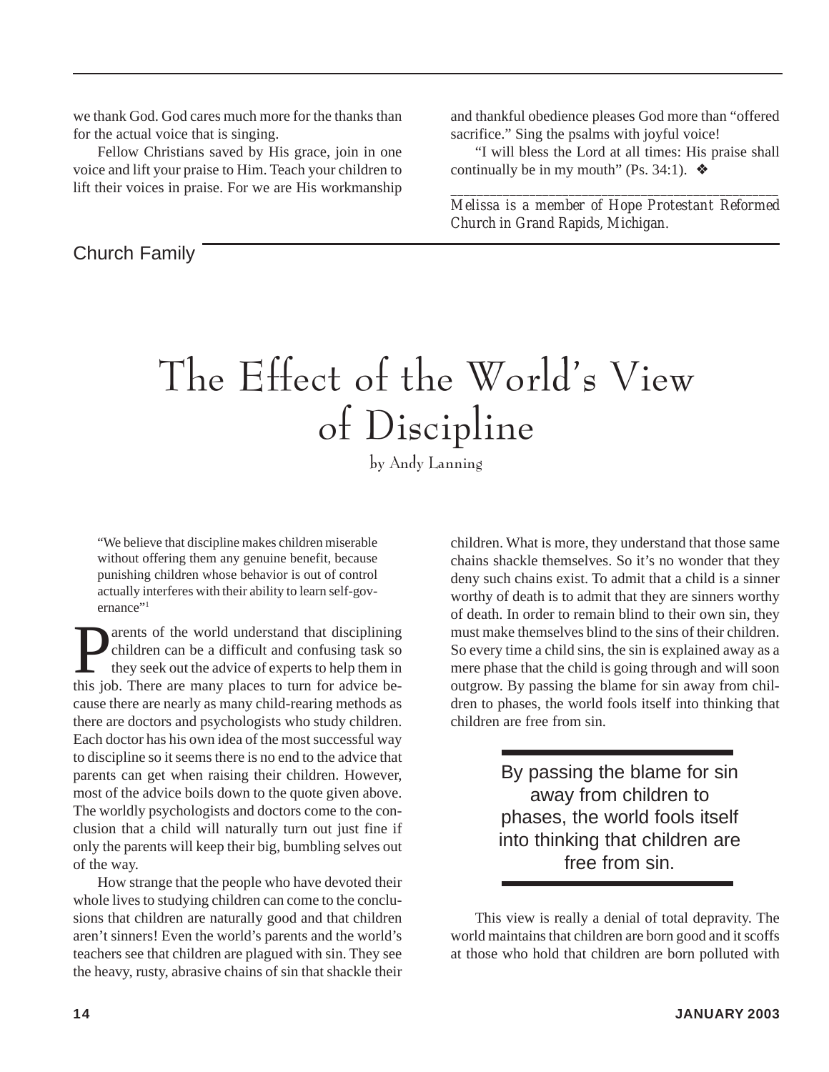we thank God. God cares much more for the thanks than for the actual voice that is singing.

Fellow Christians saved by His grace, join in one voice and lift your praise to Him. Teach your children to lift their voices in praise. For we are His workmanship and thankful obedience pleases God more than "offered sacrifice." Sing the psalms with joyful voice!

"I will bless the Lord at all times: His praise shall continually be in my mouth" (Ps. 34:1). ❖

---

*Melissa is a member of Hope Protestant Reformed Church in Grand Rapids, Michigan.*

Church Family

# The Effect of the World's View of Discipline

by Andy Lanning

> "We believe that discipline makes children miserable without offering them any genuine benefit, because punishing children whose behavior is out of control actually interferes with their ability to learn self-governance"[1]

Parents of the world understand that disciplining children can be a difficult and confusing task so they seek out the advice of experts to help them in this job. There are many places to turn for advice because there are nearly as many child-rearing methods as there are doctors and psychologists who study children. Each doctor has his own idea of the most successful way to discipline so it seems there is no end to the advice that parents can get when raising their children. However, most of the advice boils down to the quote given above. The worldly psychologists and doctors come to the conclusion that a child will naturally turn out just fine if only the parents will keep their big, bumbling selves out of the way.

How strange that the people who have devoted their whole lives to studying children can come to the conclusions that children are naturally good and that children aren't sinners! Even the world's parents and the world's teachers see that children are plagued with sin. They see the heavy, rusty, abrasive chains of sin that shackle their children. What is more, they understand that those same chains shackle themselves. So it's no wonder that they deny such chains exist. To admit that a child is a sinner worthy of death is to admit that they are sinners worthy of death. In order to remain blind to their own sin, they must make themselves blind to the sins of their children. So every time a child sins, the sin is explained away as a mere phase that the child is going through and will soon outgrow. By passing the blame for sin away from children to phases, the world fools itself into thinking that children are free from sin.

> By passing the blame for sin away from children to phases, the world fools itself into thinking that children are free from sin.

This view is really a denial of total depravity. The world maintains that children are born good and it scoffs at those who hold that children are born polluted with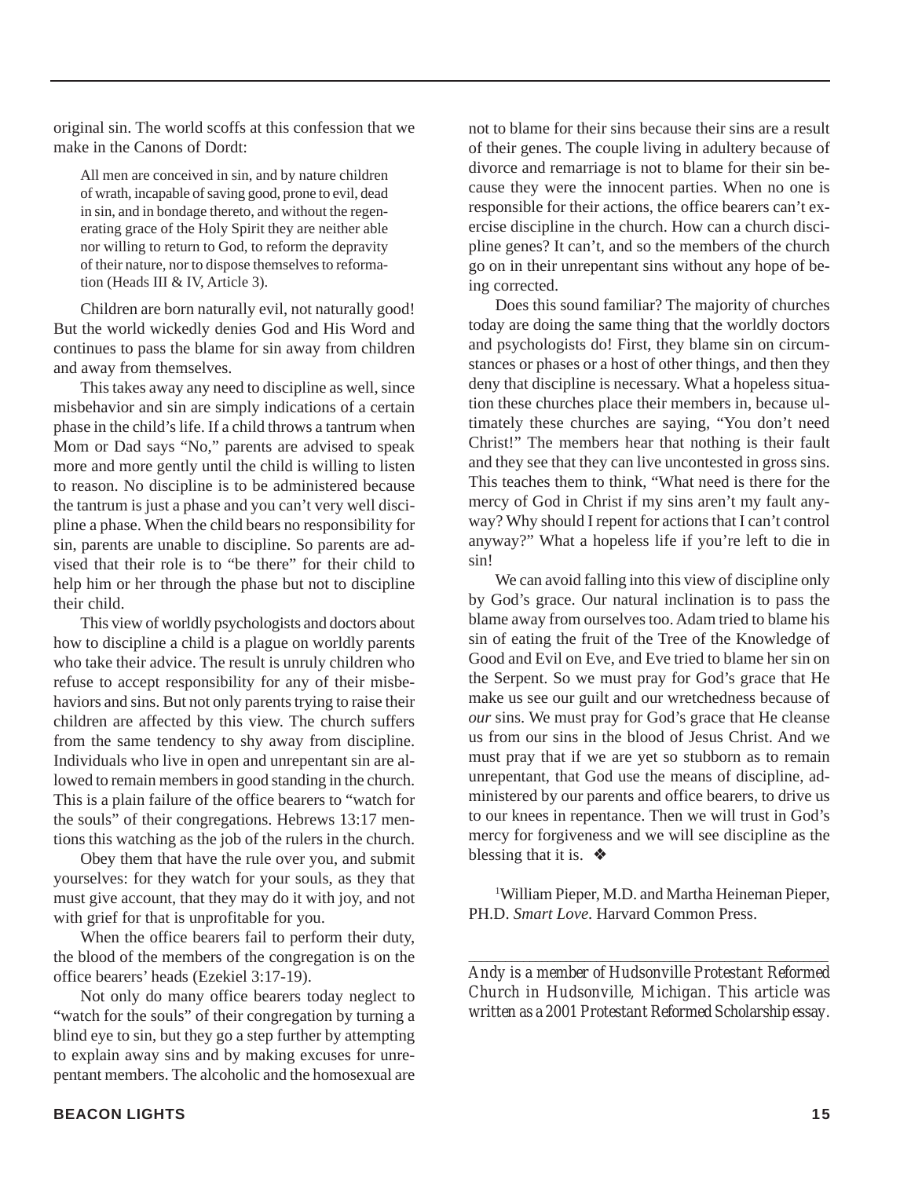original sin. The world scoffs at this confession that we make in the Canons of Dordt:

> All men are conceived in sin, and by nature children of wrath, incapable of saving good, prone to evil, dead in sin, and in bondage thereto, and without the regenerating grace of the Holy Spirit they are neither able nor willing to return to God, to reform the depravity of their nature, nor to dispose themselves to reformation (Heads III & IV, Article 3).

Children are born naturally evil, not naturally good! But the world wickedly denies God and His Word and continues to pass the blame for sin away from children and away from themselves.

This takes away any need to discipline as well, since misbehavior and sin are simply indications of a certain phase in the child's life. If a child throws a tantrum when Mom or Dad says "No," parents are advised to speak more and more gently until the child is willing to listen to reason. No discipline is to be administered because the tantrum is just a phase and you can't very well discipline a phase. When the child bears no responsibility for sin, parents are unable to discipline. So parents are advised that their role is to "be there" for their child to help him or her through the phase but not to discipline their child.

This view of worldly psychologists and doctors about how to discipline a child is a plague on worldly parents who take their advice. The result is unruly children who refuse to accept responsibility for any of their misbehaviors and sins. But not only parents trying to raise their children are affected by this view. The church suffers from the same tendency to shy away from discipline. Individuals who live in open and unrepentant sin are allowed to remain members in good standing in the church. This is a plain failure of the office bearers to "watch for the souls" of their congregations. Hebrews 13:17 mentions this watching as the job of the rulers in the church.

Obey them that have the rule over you, and submit yourselves: for they watch for your souls, as they that must give account, that they may do it with joy, and not with grief for that is unprofitable for you.

When the office bearers fail to perform their duty, the blood of the members of the congregation is on the office bearers' heads (Ezekiel 3:17-19).

Not only do many office bearers today neglect to "watch for the souls" of their congregation by turning a blind eye to sin, but they go a step further by attempting to explain away sins and by making excuses for unrepentant members. The alcoholic and the homosexual are not to blame for their sins because their sins are a result of their genes. The couple living in adultery because of divorce and remarriage is not to blame for their sin because they were the innocent parties. When no one is responsible for their actions, the office bearers can't exercise discipline in the church. How can a church discipline genes? It can't, and so the members of the church go on in their unrepentant sins without any hope of being corrected.

Does this sound familiar? The majority of churches today are doing the same thing that the worldly doctors and psychologists do! First, they blame sin on circumstances or phases or a host of other things, and then they deny that discipline is necessary. What a hopeless situation these churches place their members in, because ultimately these churches are saying, "You don't need Christ!" The members hear that nothing is their fault and they see that they can live uncontested in gross sins. This teaches them to think, "What need is there for the mercy of God in Christ if my sins aren't my fault anyway? Why should I repent for actions that I can't control anyway?" What a hopeless life if you're left to die in sin!

We can avoid falling into this view of discipline only by God's grace. Our natural inclination is to pass the blame away from ourselves too. Adam tried to blame his sin of eating the fruit of the Tree of the Knowledge of Good and Evil on Eve, and Eve tried to blame her sin on the Serpent. So we must pray for God's grace that He make us see our guilt and our wretchedness because of *our* sins. We must pray for God's grace that He cleanse us from our sins in the blood of Jesus Christ. And we must pray that if we are yet so stubborn as to remain unrepentant, that God use the means of discipline, administered by our parents and office bearers, to drive us to our knees in repentance. Then we will trust in God's mercy for forgiveness and we will see discipline as the blessing that it is. ❖

[1]William Pieper, M.D. and Martha Heineman Pieper, PH.D. *Smart Love*. Harvard Common Press.

---

*Andy is a member of Hudsonville Protestant Reformed Church in Hudsonville, Michigan. This article was written as a 2001 Protestant Reformed Scholarship essay.*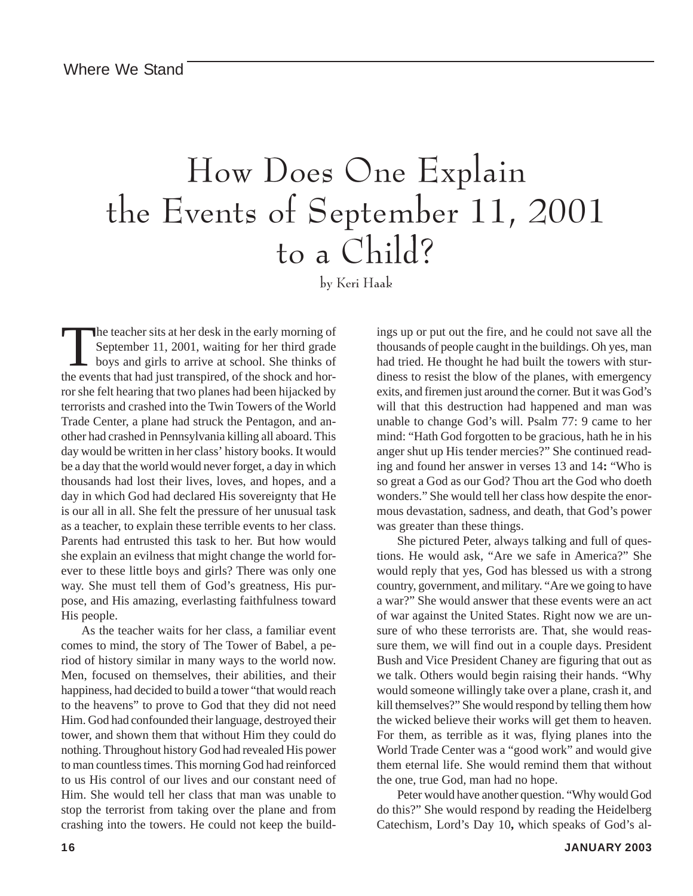# How Does One Explain the Events of September 11, 2001 to a Child?

by Keri Haak

The teacher sits at her desk in the early morning of September 11, 2001, waiting for her third grade boys and girls to arrive at school. She thinks of the events that had just transpired, of the shock and horror she felt hearing that two planes had been hijacked by terrorists and crashed into the Twin Towers of the World Trade Center, a plane had struck the Pentagon, and another had crashed in Pennsylvania killing all aboard. This day would be written in her class' history books. It would be a day that the world would never forget, a day in which thousands had lost their lives, loves, and hopes, and a day in which God had declared His sovereignty that He is our all in all. She felt the pressure of her unusual task as a teacher, to explain these terrible events to her class. Parents had entrusted this task to her. But how would she explain an evilness that might change the world forever to these little boys and girls? There was only one way. She must tell them of God's greatness, His purpose, and His amazing, everlasting faithfulness toward His people.

As the teacher waits for her class, a familiar event comes to mind, the story of The Tower of Babel, a period of history similar in many ways to the world now. Men, focused on themselves, their abilities, and their happiness, had decided to build a tower "that would reach to the heavens" to prove to God that they did not need Him. God had confounded their language, destroyed their tower, and shown them that without Him they could do nothing. Throughout history God had revealed His power to man countless times. This morning God had reinforced to us His control of our lives and our constant need of Him. She would tell her class that man was unable to stop the terrorist from taking over the plane and from crashing into the towers. He could not keep the buildings up or put out the fire, and he could not save all the thousands of people caught in the buildings. Oh yes, man had tried. He thought he had built the towers with sturdiness to resist the blow of the planes, with emergency exits, and firemen just around the corner. But it was God's will that this destruction had happened and man was unable to change God's will. Psalm 77: 9 came to her mind: "Hath God forgotten to be gracious, hath he in his anger shut up His tender mercies?" She continued reading and found her answer in verses 13 and 14**:** "Who is so great a God as our God? Thou art the God who doeth wonders." She would tell her class how despite the enormous devastation, sadness, and death, that God's power was greater than these things.

She pictured Peter, always talking and full of questions. He would ask, "Are we safe in America?" She would reply that yes, God has blessed us with a strong country, government, and military. "Are we going to have a war?" She would answer that these events were an act of war against the United States. Right now we are unsure of who these terrorists are. That, she would reassure them, we will find out in a couple days. President Bush and Vice President Chaney are figuring that out as we talk. Others would begin raising their hands. "Why would someone willingly take over a plane, crash it, and kill themselves?" She would respond by telling them how the wicked believe their works will get them to heaven. For them, as terrible as it was, flying planes into the World Trade Center was a "good work" and would give them eternal life. She would remind them that without the one, true God, man had no hope.

Peter would have another question. "Why would God do this?" She would respond by reading the Heidelberg Catechism, Lord's Day 10**,** which speaks of God's al-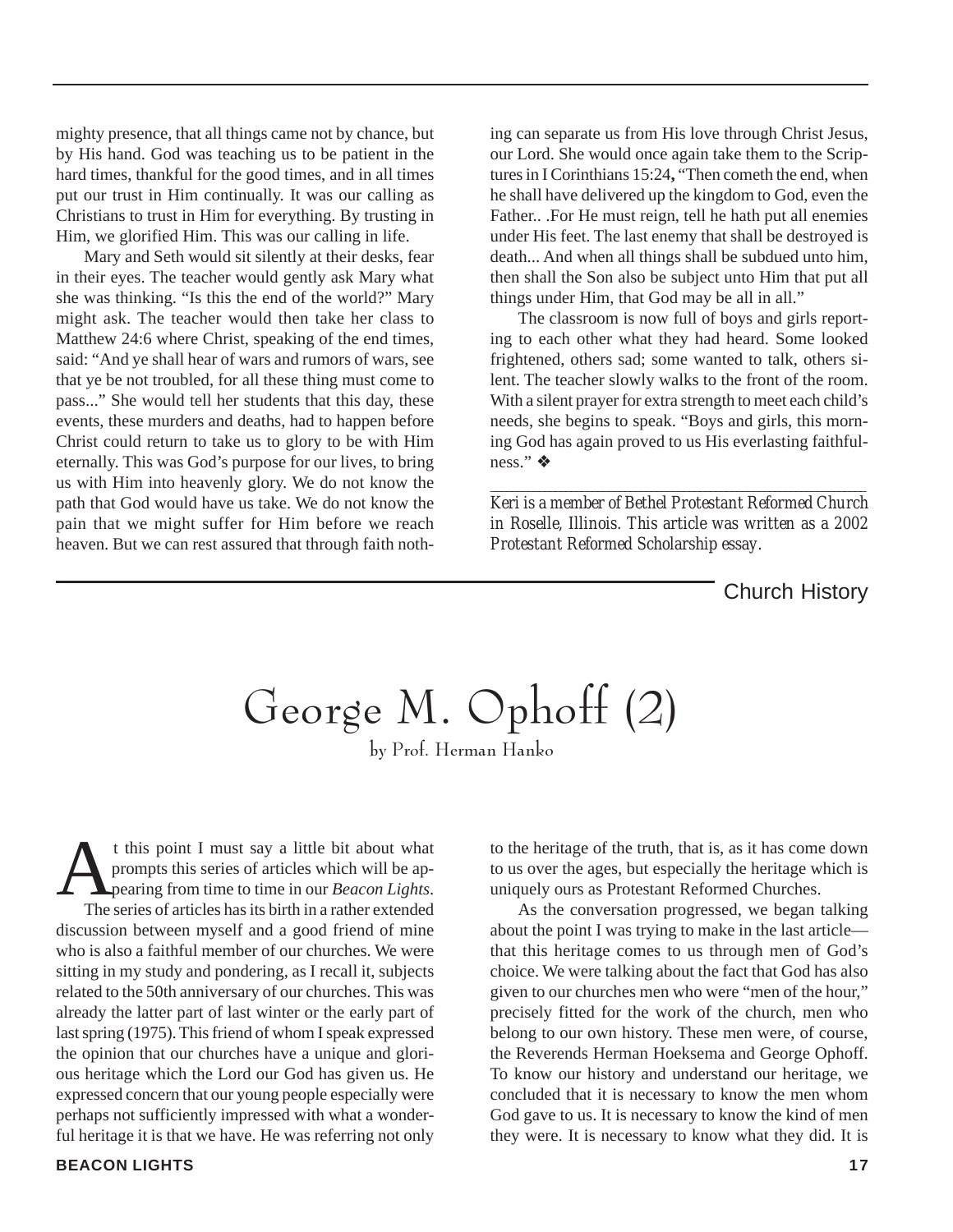mighty presence, that all things came not by chance, but by His hand. God was teaching us to be patient in the hard times, thankful for the good times, and in all times put our trust in Him continually. It was our calling as Christians to trust in Him for everything. By trusting in Him, we glorified Him. This was our calling in life.

Mary and Seth would sit silently at their desks, fear in their eyes. The teacher would gently ask Mary what she was thinking. "Is this the end of the world?" Mary might ask. The teacher would then take her class to Matthew 24:6 where Christ, speaking of the end times, said: "And ye shall hear of wars and rumors of wars, see that ye be not troubled, for all these thing must come to pass..." She would tell her students that this day, these events, these murders and deaths, had to happen before Christ could return to take us to glory to be with Him eternally. This was God's purpose for our lives, to bring us with Him into heavenly glory. We do not know the path that God would have us take. We do not know the pain that we might suffer for Him before we reach heaven. But we can rest assured that through faith nothing can separate us from His love through Christ Jesus, our Lord. She would once again take them to the Scriptures in I Corinthians 15:24**,** "Then cometh the end, when he shall have delivered up the kingdom to God, even the Father.. .For He must reign, tell he hath put all enemies under His feet. The last enemy that shall be destroyed is death... And when all things shall be subdued unto him, then shall the Son also be subject unto Him that put all things under Him, that God may be all in all."

The classroom is now full of boys and girls reporting to each other what they had heard. Some looked frightened, others sad; some wanted to talk, others silent. The teacher slowly walks to the front of the room. With a silent prayer for extra strength to meet each child's needs, she begins to speak. "Boys and girls, this morning God has again proved to us His everlasting faithfulness." ❖

---

*Keri is a member of Bethel Protestant Reformed Church in Roselle, Illinois. This article was written as a 2002 Protestant Reformed Scholarship essay.*

Church History

# George M. Ophoff (2)

by Prof. Herman Hanko

At this point I must say a little bit about what prompts this series of articles which will be appearing from time to time in our *Beacon Lights*. The series of articles has its birth in a rather extended discussion between myself and a good friend of mine who is also a faithful member of our churches. We were sitting in my study and pondering, as I recall it, subjects related to the 50th anniversary of our churches. This was already the latter part of last winter or the early part of last spring (1975). This friend of whom I speak expressed the opinion that our churches have a unique and glorious heritage which the Lord our God has given us. He expressed concern that our young people especially were perhaps not sufficiently impressed with what a wonderful heritage it is that we have. He was referring not only to the heritage of the truth, that is, as it has come down to us over the ages, but especially the heritage which is uniquely ours as Protestant Reformed Churches.

As the conversation progressed, we began talking about the point I was trying to make in the last article—that this heritage comes to us through men of God's choice. We were talking about the fact that God has also given to our churches men who were "men of the hour," precisely fitted for the work of the church, men who belong to our own history. These men were, of course, the Reverends Herman Hoeksema and George Ophoff. To know our history and understand our heritage, we concluded that it is necessary to know the men whom God gave to us. It is necessary to know the kind of men they were. It is necessary to know what they did. It is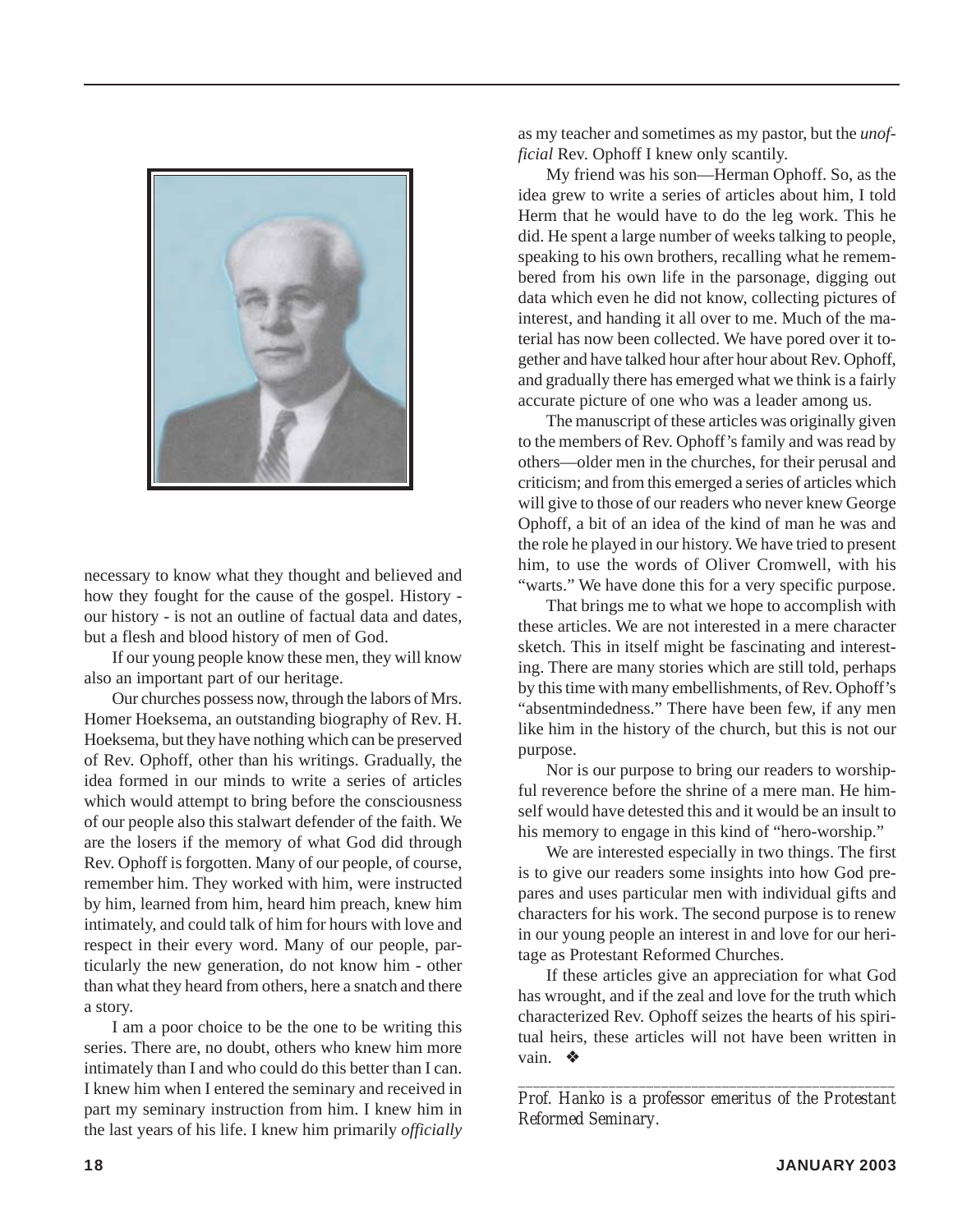necessary to know what they thought and believed and how they fought for the cause of the gospel. History - our history - is not an outline of factual data and dates, but a flesh and blood history of men of God.

If our young people know these men, they will know also an important part of our heritage.

Our churches possess now, through the labors of Mrs. Homer Hoeksema, an outstanding biography of Rev. H. Hoeksema, but they have nothing which can be preserved of Rev. Ophoff, other than his writings. Gradually, the idea formed in our minds to write a series of articles which would attempt to bring before the consciousness of our people also this stalwart defender of the faith. We are the losers if the memory of what God did through Rev. Ophoff is forgotten. Many of our people, of course, remember him. They worked with him, were instructed by him, learned from him, heard him preach, knew him intimately, and could talk of him for hours with love and respect in their every word. Many of our people, particularly the new generation, do not know him - other than what they heard from others, here a snatch and there a story.

I am a poor choice to be the one to be writing this series. There are, no doubt, others who knew him more intimately than I and who could do this better than I can. I knew him when I entered the seminary and received in part my seminary instruction from him. I knew him in the last years of his life. I knew him primarily *officially* as my teacher and sometimes as my pastor, but the *unofficial* Rev. Ophoff I knew only scantily.

My friend was his son—Herman Ophoff. So, as the idea grew to write a series of articles about him, I told Herm that he would have to do the leg work. This he did. He spent a large number of weeks talking to people, speaking to his own brothers, recalling what he remembered from his own life in the parsonage, digging out data which even he did not know, collecting pictures of interest, and handing it all over to me. Much of the material has now been collected. We have pored over it together and have talked hour after hour about Rev. Ophoff, and gradually there has emerged what we think is a fairly accurate picture of one who was a leader among us.

The manuscript of these articles was originally given to the members of Rev. Ophoff's family and was read by others—older men in the churches, for their perusal and criticism; and from this emerged a series of articles which will give to those of our readers who never knew George Ophoff, a bit of an idea of the kind of man he was and the role he played in our history. We have tried to present him, to use the words of Oliver Cromwell, with his "warts." We have done this for a very specific purpose.

That brings me to what we hope to accomplish with these articles. We are not interested in a mere character sketch. This in itself might be fascinating and interesting. There are many stories which are still told, perhaps by this time with many embellishments, of Rev. Ophoff's "absentmindedness." There have been few, if any men like him in the history of the church, but this is not our purpose.

Nor is our purpose to bring our readers to worshipful reverence before the shrine of a mere man. He himself would have detested this and it would be an insult to his memory to engage in this kind of "hero-worship."

We are interested especially in two things. The first is to give our readers some insights into how God prepares and uses particular men with individual gifts and characters for his work. The second purpose is to renew in our young people an interest in and love for our heritage as Protestant Reformed Churches.

If these articles give an appreciation for what God has wrought, and if the zeal and love for the truth which characterized Rev. Ophoff seizes the hearts of his spiritual heirs, these articles will not have been written in vain. ❖

---

*Prof. Hanko is a professor emeritus of the Protestant Reformed Seminary.*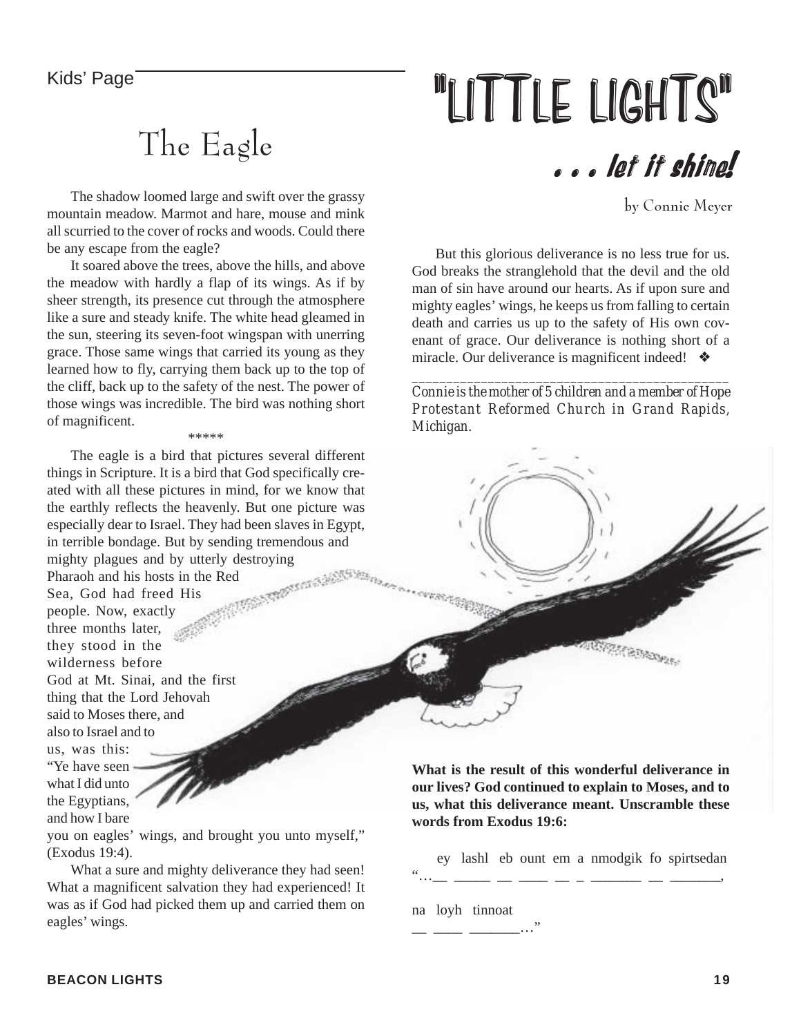Kids' Page

# "LITTLE LIGHTS"

## . . . let it shine!

by Connie Meyer

## The Eagle

The shadow loomed large and swift over the grassy mountain meadow. Marmot and hare, mouse and mink all scurried to the cover of rocks and woods. Could there be any escape from the eagle?

It soared above the trees, above the hills, and above the meadow with hardly a flap of its wings. As if by sheer strength, its presence cut through the atmosphere like a sure and steady knife. The white head gleamed in the sun, steering its seven-foot wingspan with unerring grace. Those same wings that carried its young as they learned how to fly, carrying them back up to the top of the cliff, back up to the safety of the nest. The power of those wings was incredible. The bird was nothing short of magnificent.

*****

The eagle is a bird that pictures several different things in Scripture. It is a bird that God specifically created with all these pictures in mind, for we know that the earthly reflects the heavenly. But one picture was especially dear to Israel. They had been slaves in Egypt, in terrible bondage. But by sending tremendous and mighty plagues and by utterly destroying Pharaoh and his hosts in the Red Sea, God had freed His people. Now, exactly three months later, they stood in the wilderness before God at Mt. Sinai, and the first thing that the Lord Jehovah said to Moses there, and also to Israel and to us, was this: "Ye have seen what I did unto the Egyptians, and how I bare you on eagles' wings, and brought you unto myself," (Exodus 19:4).

What a sure and mighty deliverance they had seen! What a magnificent salvation they had experienced! It was as if God had picked them up and carried them on eagles' wings.

But this glorious deliverance is no less true for us. God breaks the stranglehold that the devil and the old man of sin have around our hearts. As if upon sure and mighty eagles' wings, he keeps us from falling to certain death and carries us up to the safety of His own covenant of grace. Our deliverance is nothing short of a miracle. Our deliverance is magnificent indeed! ❖

---

*Connie is the mother of 5 children and a member of Hope Protestant Reformed Church in Grand Rapids, Michigan.*

**What is the result of this wonderful deliverance in our lives? God continued to explain to Moses, and to us, what this deliverance meant. Unscramble these words from Exodus 19:6:**

ey lashl eb ount em a nmodgik fo spirtsedan

"…__ _____ __ ____ __ _ _______ __ _______,

na loyh tinnoat

__ ____ _______…"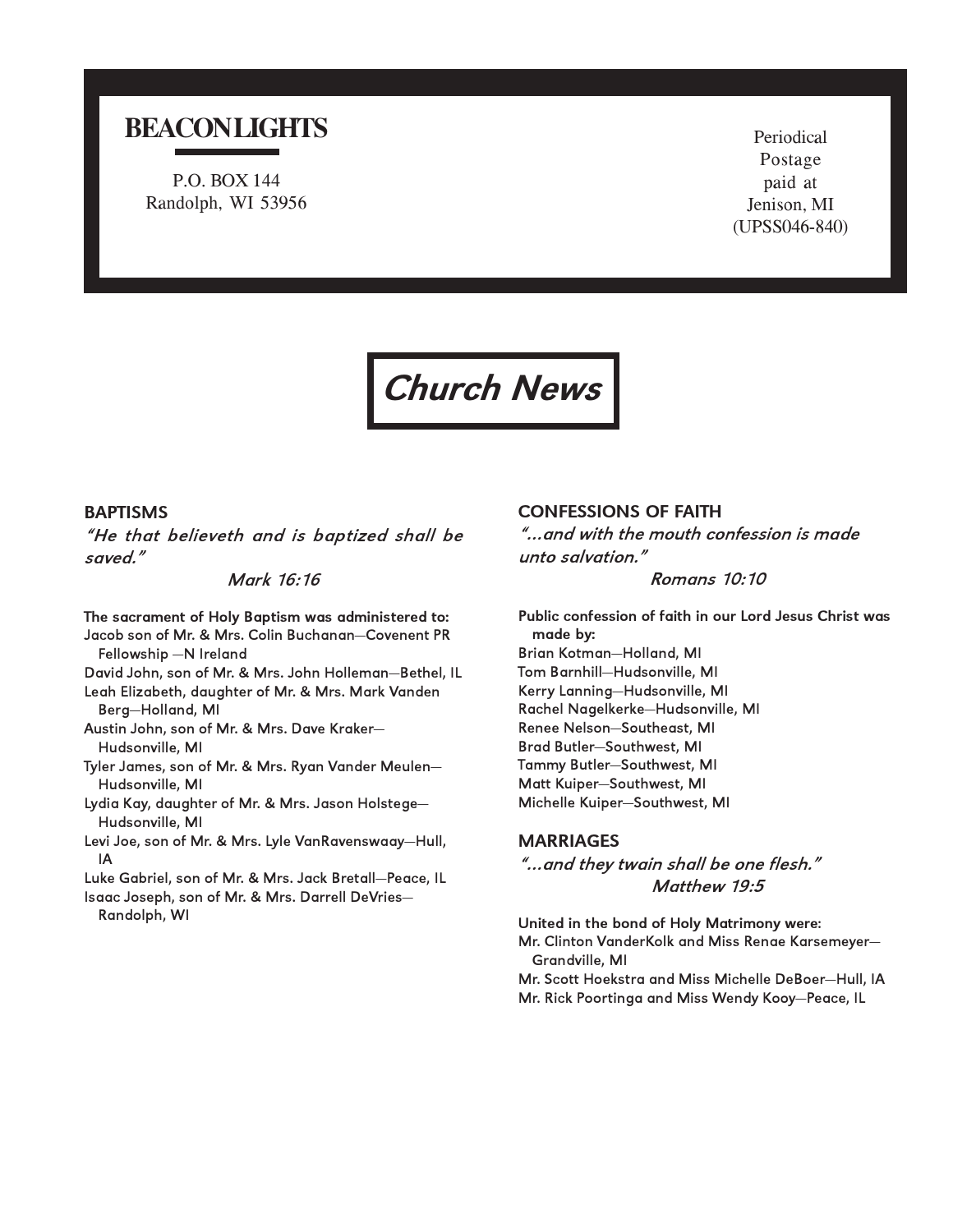**BEACON LIGHTS**

P.O. BOX 144
Randolph, WI 53956

Periodical
Postage
paid at
Jenison, MI
(UPSS046-840)

# Church News

## BAPTISMS

*"He that believeth and is baptized shall be saved."*

*Mark 16:16*

**The sacrament of Holy Baptism was administered to:**

Jacob son of Mr. & Mrs. Colin Buchanan—Covenent PR Fellowship —N Ireland
David John, son of Mr. & Mrs. John Holleman—Bethel, IL
Leah Elizabeth, daughter of Mr. & Mrs. Mark Vanden Berg—Holland, MI
Austin John, son of Mr. & Mrs. Dave Kraker—Hudsonville, MI
Tyler James, son of Mr. & Mrs. Ryan Vander Meulen—Hudsonville, MI
Lydia Kay, daughter of Mr. & Mrs. Jason Holstege—Hudsonville, MI
Levi Joe, son of Mr. & Mrs. Lyle VanRavenswaay—Hull, IA
Luke Gabriel, son of Mr. & Mrs. Jack Bretall—Peace, IL
Isaac Joseph, son of Mr. & Mrs. Darrell DeVries—Randolph, WI

## CONFESSIONS OF FAITH

*"...and with the mouth confession is made unto salvation."*

*Romans 10:10*

**Public confession of faith in our Lord Jesus Christ was made by:**

Brian Kotman—Holland, MI
Tom Barnhill—Hudsonville, MI
Kerry Lanning—Hudsonville, MI
Rachel Nagelkerke—Hudsonville, MI
Renee Nelson—Southeast, MI
Brad Butler—Southwest, MI
Tammy Butler—Southwest, MI
Matt Kuiper—Southwest, MI
Michelle Kuiper—Southwest, MI

## MARRIAGES

*"...and they twain shall be one flesh."*

*Matthew 19:5*

**United in the bond of Holy Matrimony were:**

Mr. Clinton VanderKolk and Miss Renae Karsemeyer—Grandville, MI
Mr. Scott Hoekstra and Miss Michelle DeBoer—Hull, IA
Mr. Rick Poortinga and Miss Wendy Kooy—Peace, IL